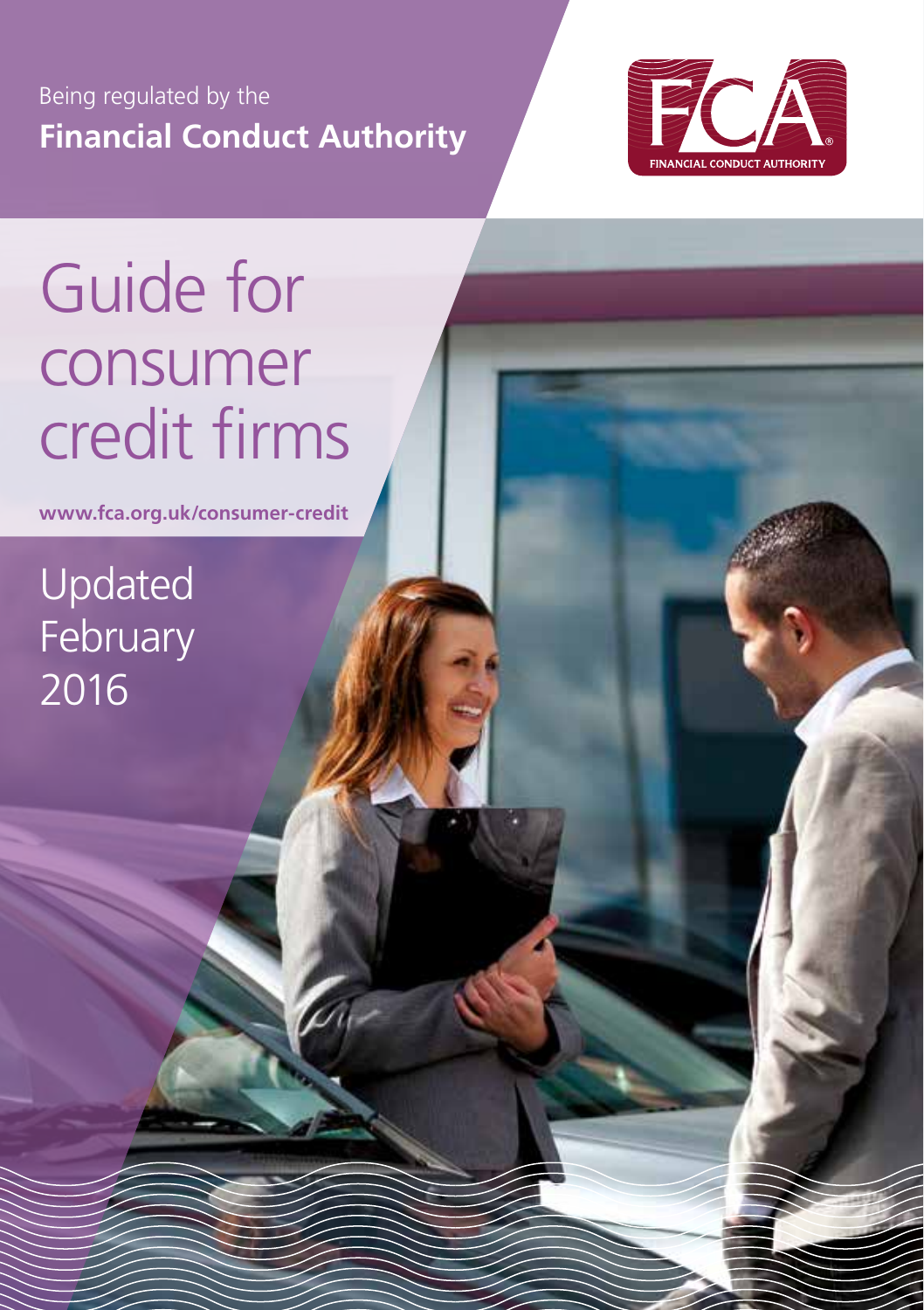Being regulated by the

**Financial Conduct Authority**

FCA

FINANCIAL CONDUCT AUTHORITY

# Guide for consumer credit firms

**www.fca.org.uk/consumer-credit**

Updated February 2016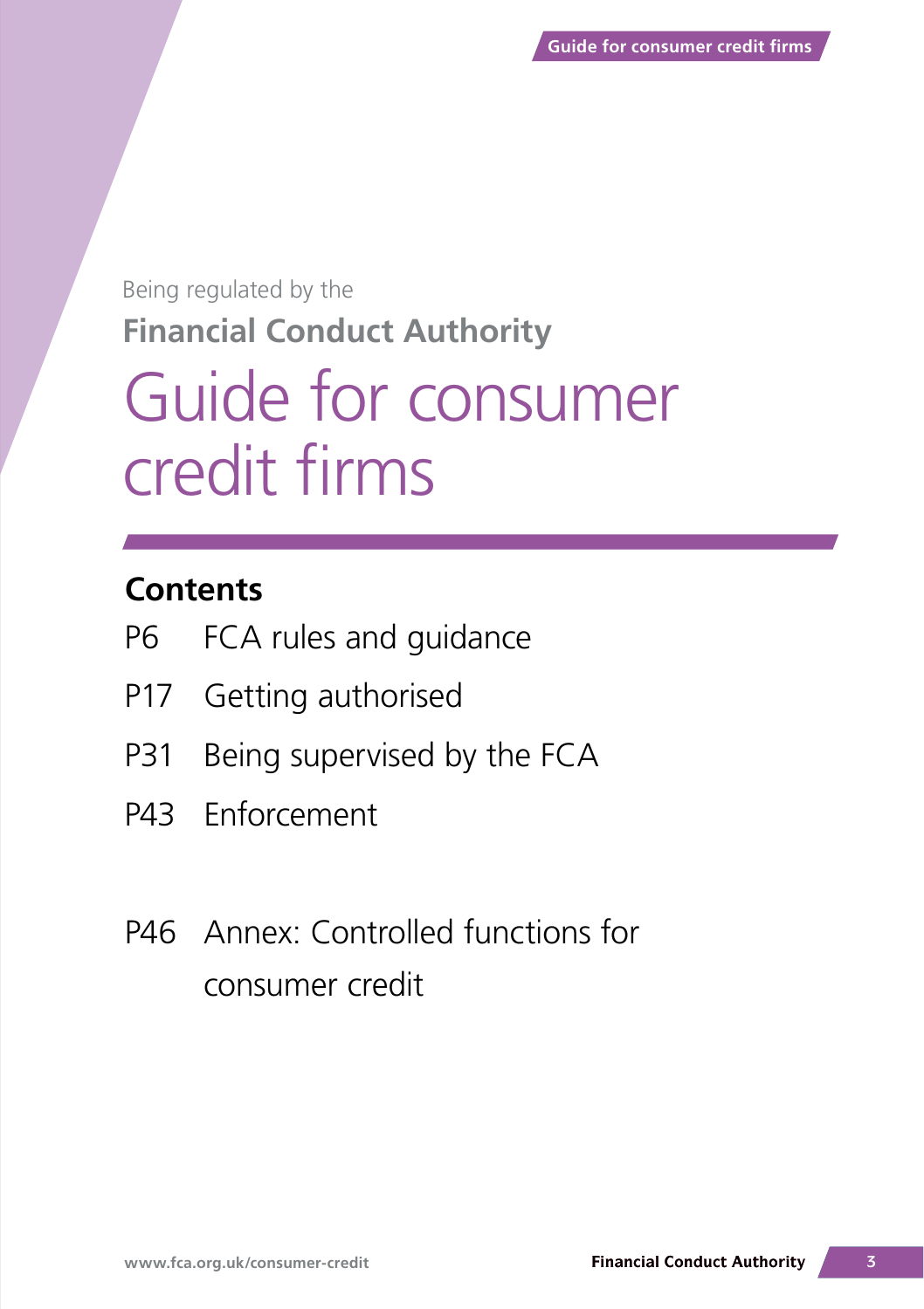Being regulated by the

**Financial Conduct Authority**

# Guide for consumer credit firms

## Contents

P6 FCA rules and guidance

P17 Getting authorised

P31 Being supervised by the FCA

P43 Enforcement

P46 Annex: Controlled functions for consumer credit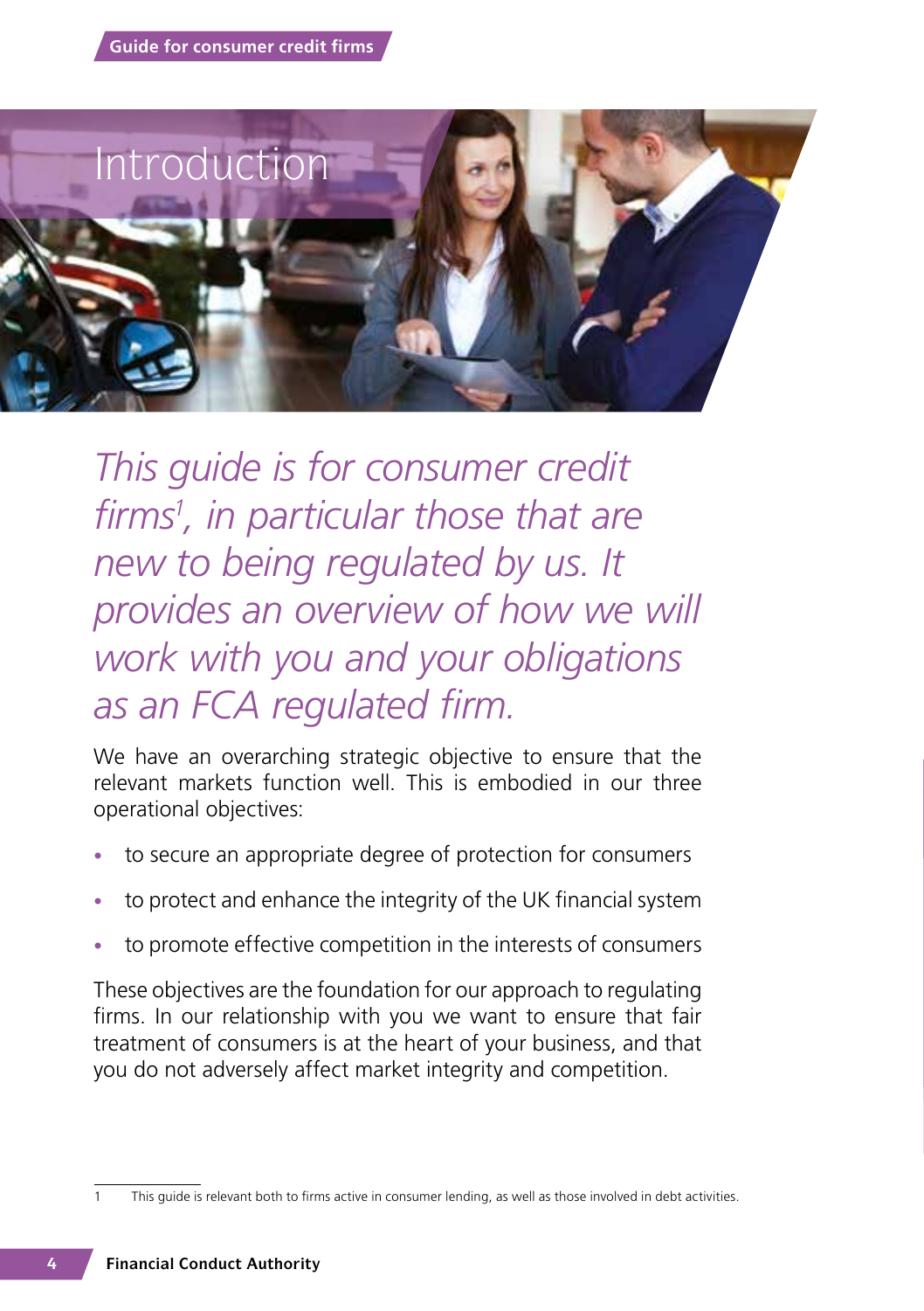# Introduction

*This guide is for consumer credit firms[1], in particular those that are new to being regulated by us. It provides an overview of how we will work with you and your obligations as an FCA regulated firm.*

We have an overarching strategic objective to ensure that the relevant markets function well. This is embodied in our three operational objectives:

- to secure an appropriate degree of protection for consumers
- to protect and enhance the integrity of the UK financial system
- to promote effective competition in the interests of consumers

These objectives are the foundation for our approach to regulating firms. In our relationship with you we want to ensure that fair treatment of consumers is at the heart of your business, and that you do not adversely affect market integrity and competition.

1 This guide is relevant both to firms active in consumer lending, as well as those involved in debt activities.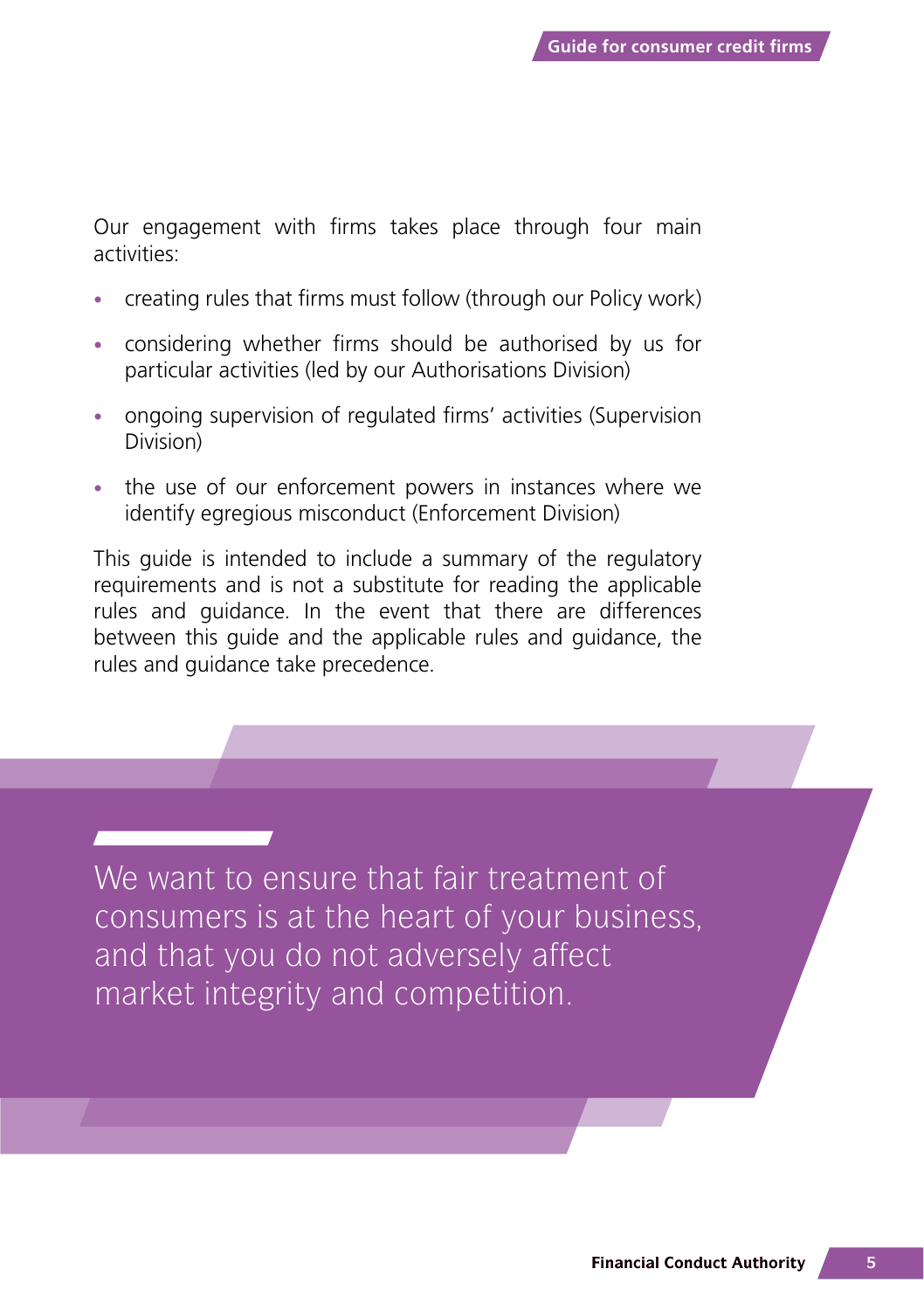Our engagement with firms takes place through four main activities:

- creating rules that firms must follow (through our Policy work)
- considering whether firms should be authorised by us for particular activities (led by our Authorisations Division)
- ongoing supervision of regulated firms' activities (Supervision Division)
- the use of our enforcement powers in instances where we identify egregious misconduct (Enforcement Division)

This guide is intended to include a summary of the regulatory requirements and is not a substitute for reading the applicable rules and guidance. In the event that there are differences between this guide and the applicable rules and guidance, the rules and guidance take precedence.

> We want to ensure that fair treatment of consumers is at the heart of your business, and that you do not adversely affect market integrity and competition.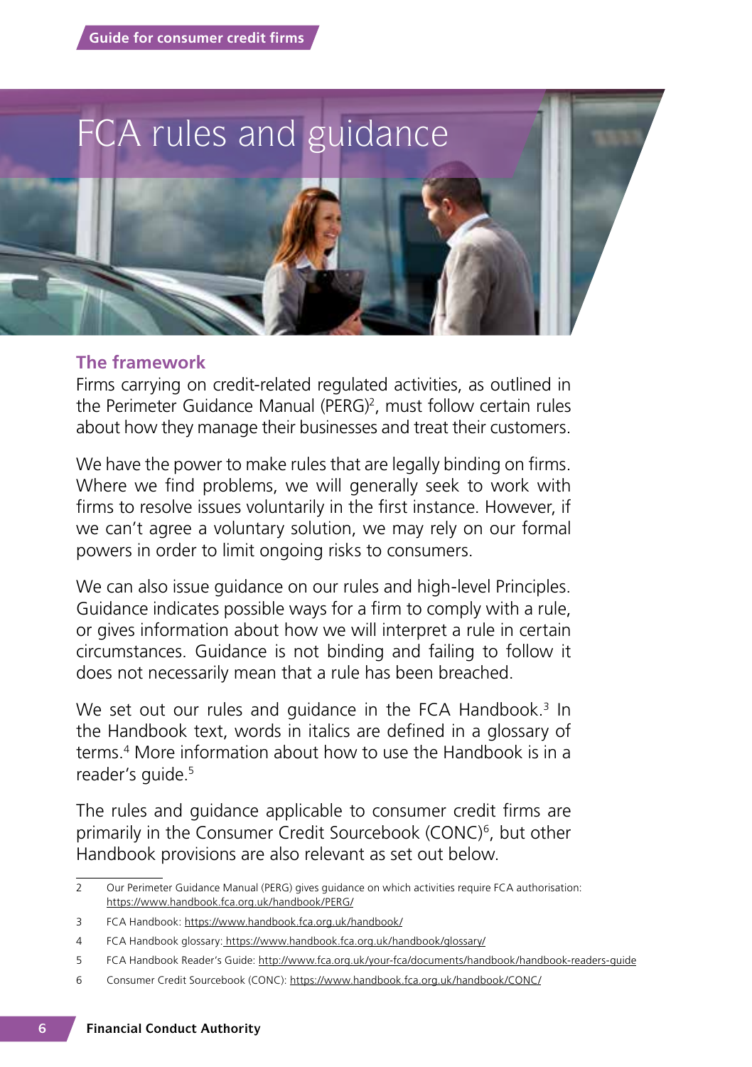# FCA rules and guidance

## The framework

Firms carrying on credit-related regulated activities, as outlined in the Perimeter Guidance Manual (PERG)[2], must follow certain rules about how they manage their businesses and treat their customers.

We have the power to make rules that are legally binding on firms. Where we find problems, we will generally seek to work with firms to resolve issues voluntarily in the first instance. However, if we can't agree a voluntary solution, we may rely on our formal powers in order to limit ongoing risks to consumers.

We can also issue guidance on our rules and high-level Principles. Guidance indicates possible ways for a firm to comply with a rule, or gives information about how we will interpret a rule in certain circumstances. Guidance is not binding and failing to follow it does not necessarily mean that a rule has been breached.

We set out our rules and guidance in the FCA Handbook.[3] In the Handbook text, words in italics are defined in a glossary of terms.[4] More information about how to use the Handbook is in a reader's guide.[5]

The rules and guidance applicable to consumer credit firms are primarily in the Consumer Credit Sourcebook (CONC)[6], but other Handbook provisions are also relevant as set out below.

---

2 Our Perimeter Guidance Manual (PERG) gives guidance on which activities require FCA authorisation: https://www.handbook.fca.org.uk/handbook/PERG/

3 FCA Handbook: https://www.handbook.fca.org.uk/handbook/

4 FCA Handbook glossary: https://www.handbook.fca.org.uk/handbook/glossary/

5 FCA Handbook Reader's Guide: http://www.fca.org.uk/your-fca/documents/handbook/handbook-readers-guide

6 Consumer Credit Sourcebook (CONC): https://www.handbook.fca.org.uk/handbook/CONC/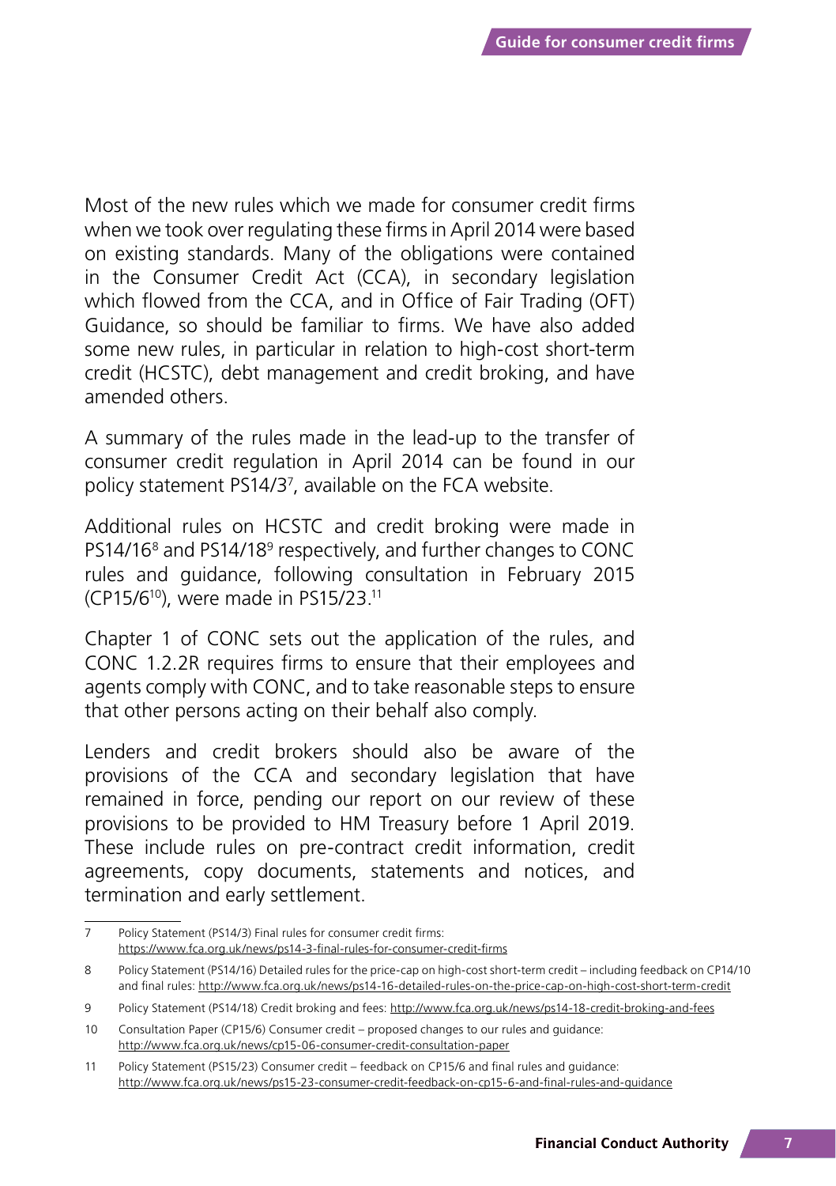Most of the new rules which we made for consumer credit firms when we took over regulating these firms in April 2014 were based on existing standards. Many of the obligations were contained in the Consumer Credit Act (CCA), in secondary legislation which flowed from the CCA, and in Office of Fair Trading (OFT) Guidance, so should be familiar to firms. We have also added some new rules, in particular in relation to high-cost short-term credit (HCSTC), debt management and credit broking, and have amended others.

A summary of the rules made in the lead-up to the transfer of consumer credit regulation in April 2014 can be found in our policy statement PS14/3[7], available on the FCA website.

Additional rules on HCSTC and credit broking were made in PS14/16[8] and PS14/18[9] respectively, and further changes to CONC rules and guidance, following consultation in February 2015 (CP15/6[10]), were made in PS15/23.[11]

Chapter 1 of CONC sets out the application of the rules, and CONC 1.2.2R requires firms to ensure that their employees and agents comply with CONC, and to take reasonable steps to ensure that other persons acting on their behalf also comply.

Lenders and credit brokers should also be aware of the provisions of the CCA and secondary legislation that have remained in force, pending our report on our review of these provisions to be provided to HM Treasury before 1 April 2019. These include rules on pre-contract credit information, credit agreements, copy documents, statements and notices, and termination and early settlement.

---

7 Policy Statement (PS14/3) Final rules for consumer credit firms: https://www.fca.org.uk/news/ps14-3-final-rules-for-consumer-credit-firms

8 Policy Statement (PS14/16) Detailed rules for the price-cap on high-cost short-term credit – including feedback on CP14/10 and final rules: http://www.fca.org.uk/news/ps14-16-detailed-rules-on-the-price-cap-on-high-cost-short-term-credit

9 Policy Statement (PS14/18) Credit broking and fees: http://www.fca.org.uk/news/ps14-18-credit-broking-and-fees

10 Consultation Paper (CP15/6) Consumer credit – proposed changes to our rules and guidance: http://www.fca.org.uk/news/cp15-06-consumer-credit-consultation-paper

11 Policy Statement (PS15/23) Consumer credit – feedback on CP15/6 and final rules and guidance: http://www.fca.org.uk/news/ps15-23-consumer-credit-feedback-on-cp15-6-and-final-rules-and-guidance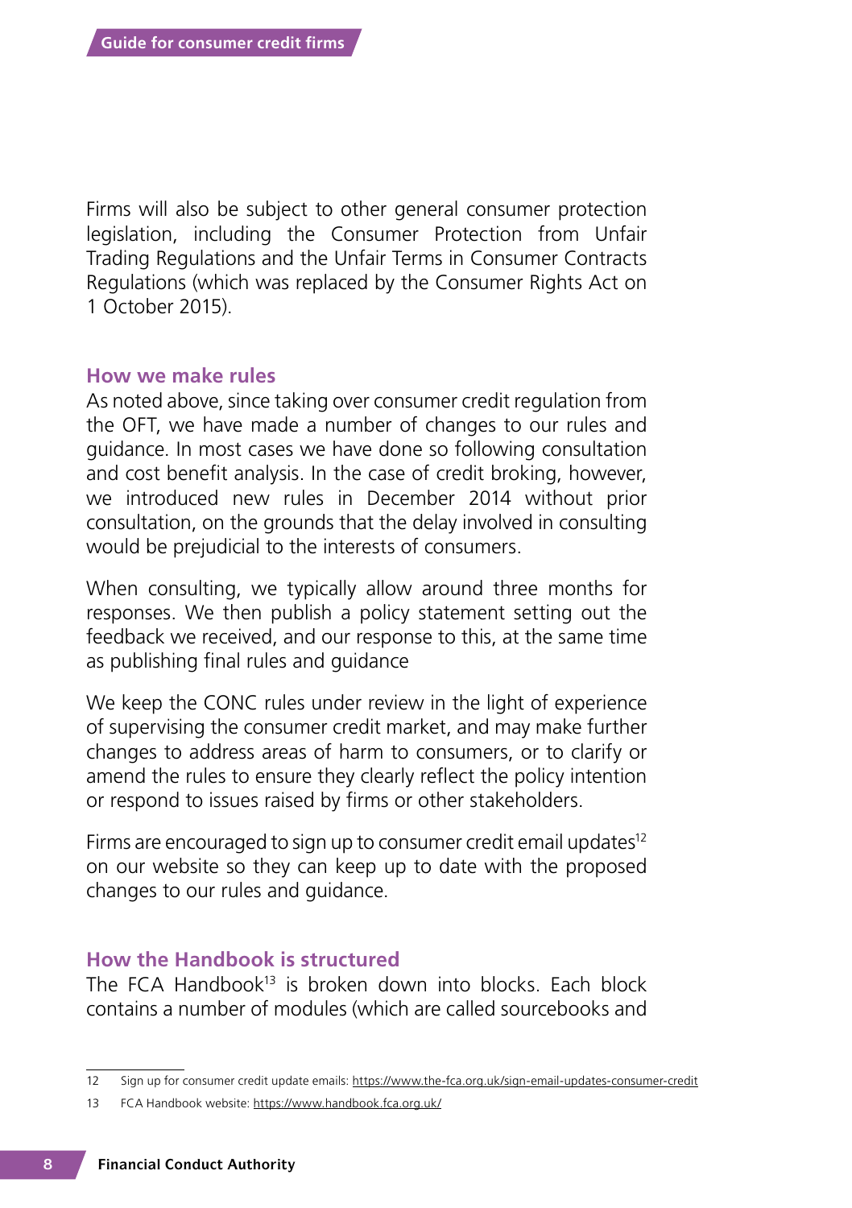Firms will also be subject to other general consumer protection legislation, including the Consumer Protection from Unfair Trading Regulations and the Unfair Terms in Consumer Contracts Regulations (which was replaced by the Consumer Rights Act on 1 October 2015).

## How we make rules

As noted above, since taking over consumer credit regulation from the OFT, we have made a number of changes to our rules and guidance. In most cases we have done so following consultation and cost benefit analysis. In the case of credit broking, however, we introduced new rules in December 2014 without prior consultation, on the grounds that the delay involved in consulting would be prejudicial to the interests of consumers.

When consulting, we typically allow around three months for responses. We then publish a policy statement setting out the feedback we received, and our response to this, at the same time as publishing final rules and guidance

We keep the CONC rules under review in the light of experience of supervising the consumer credit market, and may make further changes to address areas of harm to consumers, or to clarify or amend the rules to ensure they clearly reflect the policy intention or respond to issues raised by firms or other stakeholders.

Firms are encouraged to sign up to consumer credit email updates[12] on our website so they can keep up to date with the proposed changes to our rules and guidance.

## How the Handbook is structured

The FCA Handbook[13] is broken down into blocks. Each block contains a number of modules (which are called sourcebooks and

---

12 Sign up for consumer credit update emails: https://www.the-fca.org.uk/sign-email-updates-consumer-credit

13 FCA Handbook website: https://www.handbook.fca.org.uk/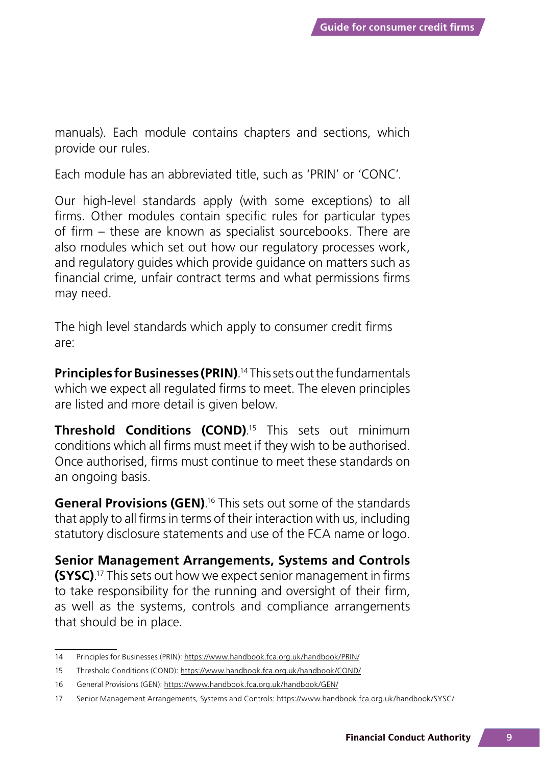manuals). Each module contains chapters and sections, which provide our rules.

Each module has an abbreviated title, such as 'PRIN' or 'CONC'.

Our high-level standards apply (with some exceptions) to all firms. Other modules contain specific rules for particular types of firm – these are known as specialist sourcebooks. There are also modules which set out how our regulatory processes work, and regulatory guides which provide guidance on matters such as financial crime, unfair contract terms and what permissions firms may need.

The high level standards which apply to consumer credit firms are:

**Principles for Businesses (PRIN)**.[14] This sets out the fundamentals which we expect all regulated firms to meet. The eleven principles are listed and more detail is given below.

**Threshold Conditions (COND)**.[15] This sets out minimum conditions which all firms must meet if they wish to be authorised. Once authorised, firms must continue to meet these standards on an ongoing basis.

**General Provisions (GEN)**.[16] This sets out some of the standards that apply to all firms in terms of their interaction with us, including statutory disclosure statements and use of the FCA name or logo.

**Senior Management Arrangements, Systems and Controls (SYSC)**.[17] This sets out how we expect senior management in firms to take responsibility for the running and oversight of their firm, as well as the systems, controls and compliance arrangements that should be in place.

---

14 Principles for Businesses (PRIN): https://www.handbook.fca.org.uk/handbook/PRIN/

15 Threshold Conditions (COND): https://www.handbook.fca.org.uk/handbook/COND/

16 General Provisions (GEN): https://www.handbook.fca.org.uk/handbook/GEN/

17 Senior Management Arrangements, Systems and Controls: https://www.handbook.fca.org.uk/handbook/SYSC/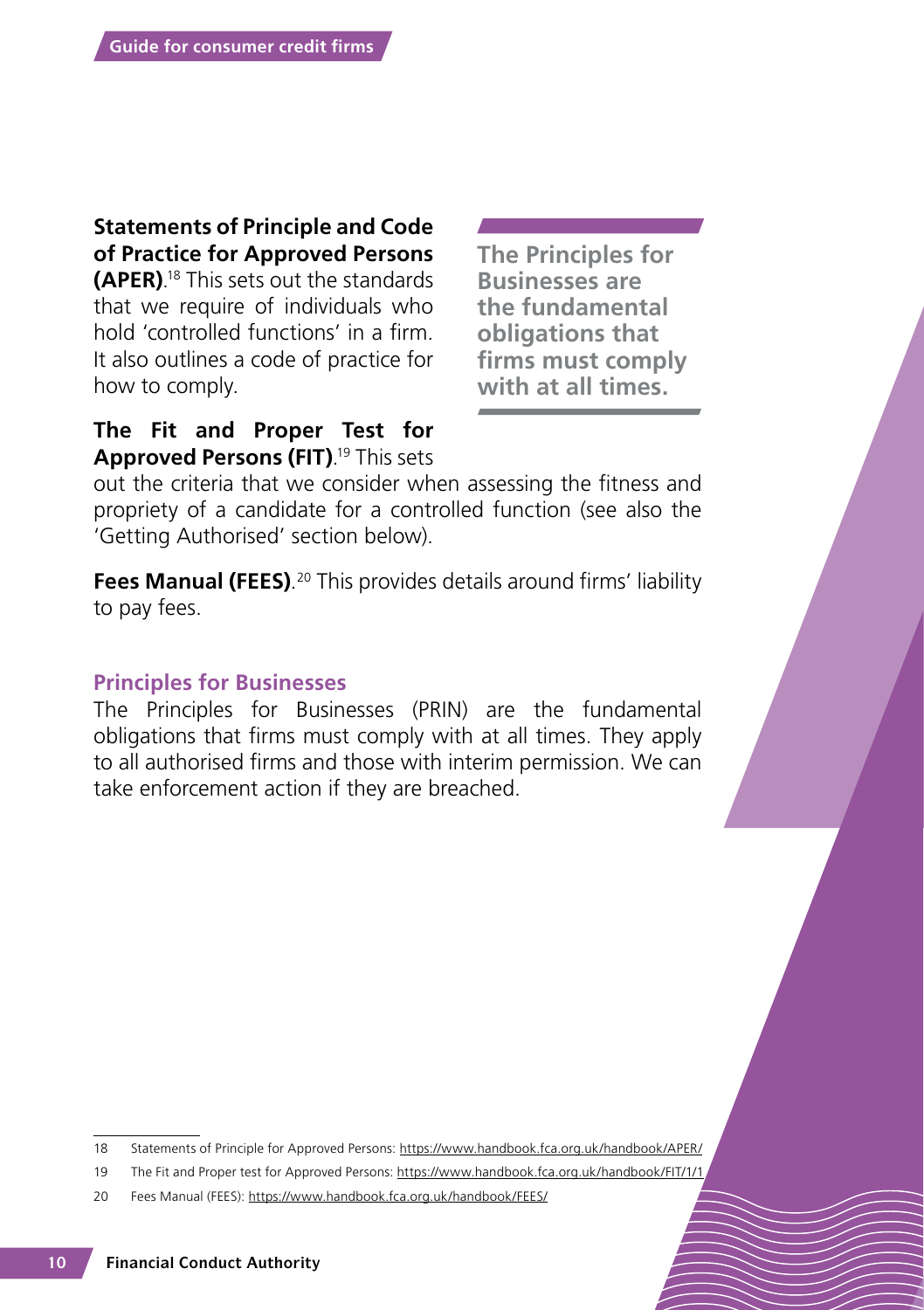**Statements of Principle and Code of Practice for Approved Persons (APER)**.[18] This sets out the standards that we require of individuals who hold 'controlled functions' in a firm. It also outlines a code of practice for how to comply.

**The Principles for Businesses are the fundamental obligations that firms must comply with at all times.**

**The Fit and Proper Test for Approved Persons (FIT)**.[19] This sets out the criteria that we consider when assessing the fitness and propriety of a candidate for a controlled function (see also the 'Getting Authorised' section below).

**Fees Manual (FEES)**.[20] This provides details around firms' liability to pay fees.

### Principles for Businesses

The Principles for Businesses (PRIN) are the fundamental obligations that firms must comply with at all times. They apply to all authorised firms and those with interim permission. We can take enforcement action if they are breached.

---

18 Statements of Principle for Approved Persons: https://www.handbook.fca.org.uk/handbook/APER/

19 The Fit and Proper test for Approved Persons: https://www.handbook.fca.org.uk/handbook/FIT/1/1

20 Fees Manual (FEES): https://www.handbook.fca.org.uk/handbook/FEES/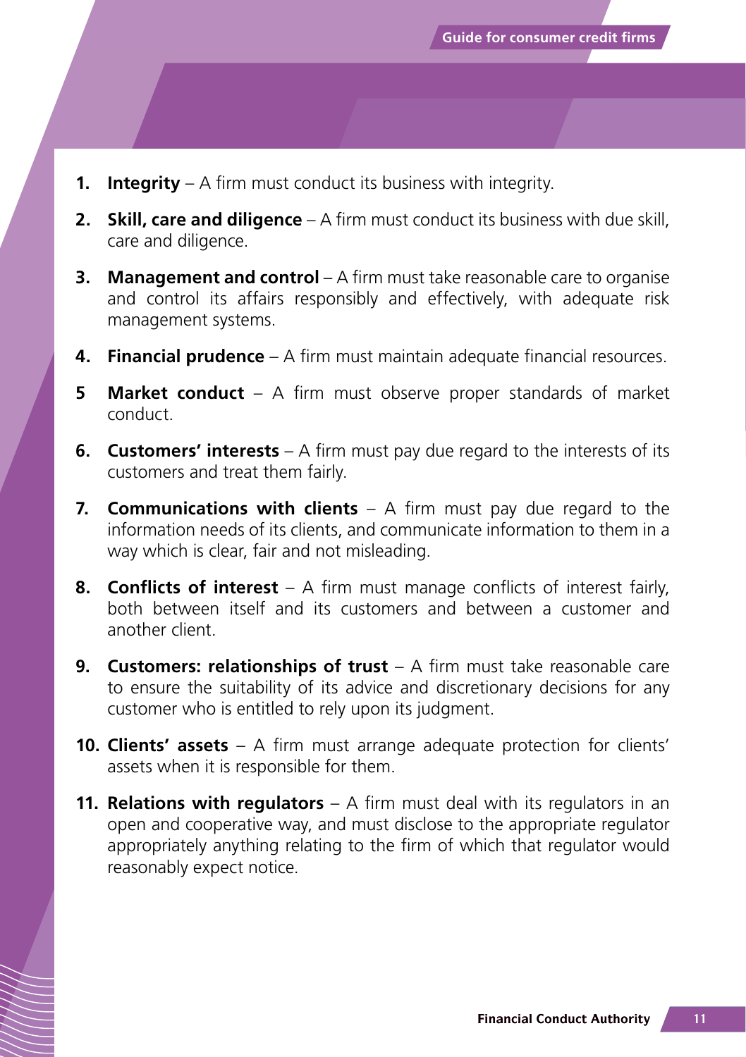1. **Integrity** – A firm must conduct its business with integrity.
2. **Skill, care and diligence** – A firm must conduct its business with due skill, care and diligence.
3. **Management and control** – A firm must take reasonable care to organise and control its affairs responsibly and effectively, with adequate risk management systems.
4. **Financial prudence** – A firm must maintain adequate financial resources.
5. **Market conduct** – A firm must observe proper standards of market conduct.
6. **Customers' interests** – A firm must pay due regard to the interests of its customers and treat them fairly.
7. **Communications with clients** – A firm must pay due regard to the information needs of its clients, and communicate information to them in a way which is clear, fair and not misleading.
8. **Conflicts of interest** – A firm must manage conflicts of interest fairly, both between itself and its customers and between a customer and another client.
9. **Customers: relationships of trust** – A firm must take reasonable care to ensure the suitability of its advice and discretionary decisions for any customer who is entitled to rely upon its judgment.
10. **Clients' assets** – A firm must arrange adequate protection for clients' assets when it is responsible for them.
11. **Relations with regulators** – A firm must deal with its regulators in an open and cooperative way, and must disclose to the appropriate regulator appropriately anything relating to the firm of which that regulator would reasonably expect notice.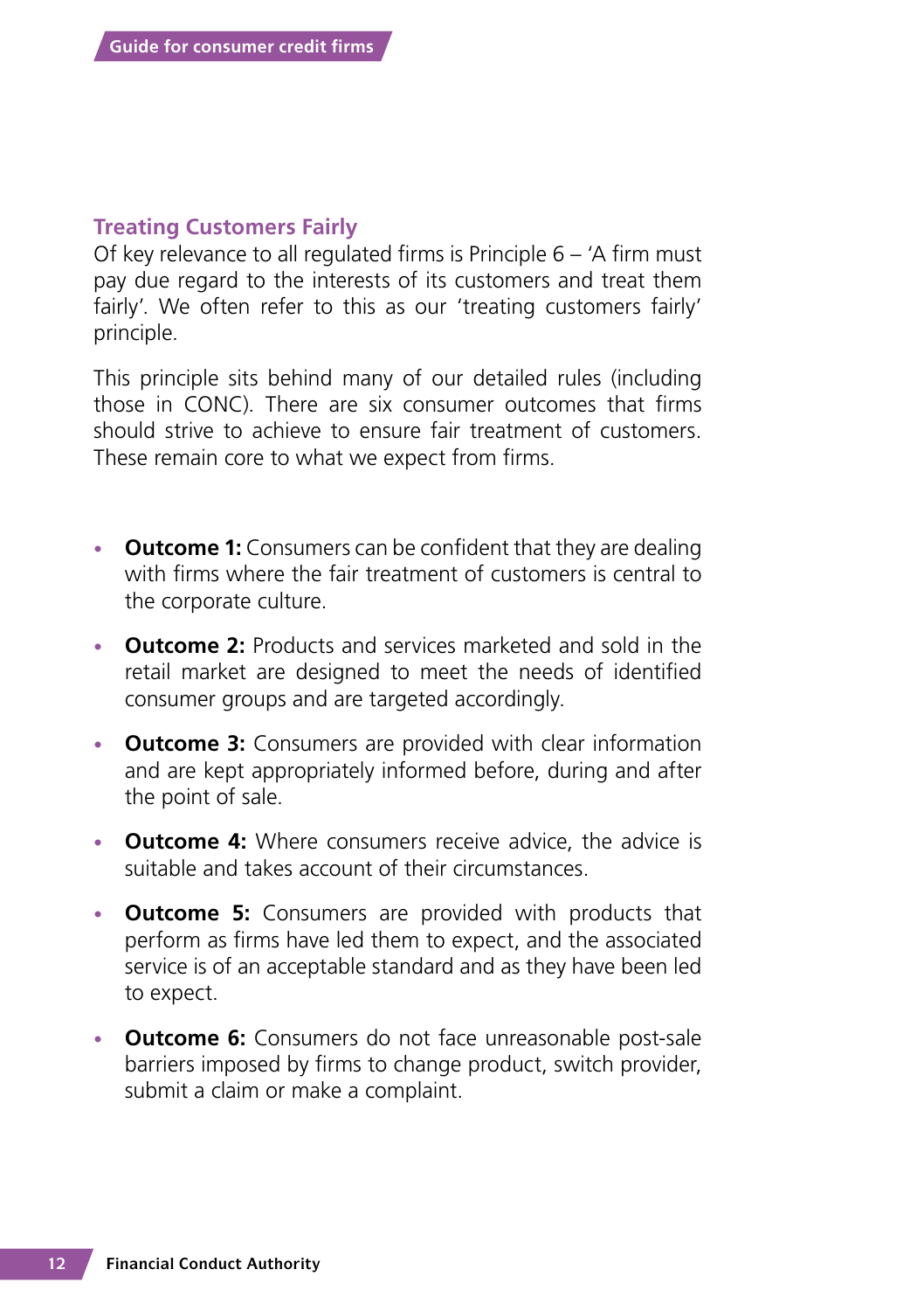## Treating Customers Fairly

Of key relevance to all regulated firms is Principle 6 – 'A firm must pay due regard to the interests of its customers and treat them fairly'. We often refer to this as our 'treating customers fairly' principle.

This principle sits behind many of our detailed rules (including those in CONC). There are six consumer outcomes that firms should strive to achieve to ensure fair treatment of customers. These remain core to what we expect from firms.

- **Outcome 1:** Consumers can be confident that they are dealing with firms where the fair treatment of customers is central to the corporate culture.
- **Outcome 2:** Products and services marketed and sold in the retail market are designed to meet the needs of identified consumer groups and are targeted accordingly.
- **Outcome 3:** Consumers are provided with clear information and are kept appropriately informed before, during and after the point of sale.
- **Outcome 4:** Where consumers receive advice, the advice is suitable and takes account of their circumstances.
- **Outcome 5:** Consumers are provided with products that perform as firms have led them to expect, and the associated service is of an acceptable standard and as they have been led to expect.
- **Outcome 6:** Consumers do not face unreasonable post-sale barriers imposed by firms to change product, switch provider, submit a claim or make a complaint.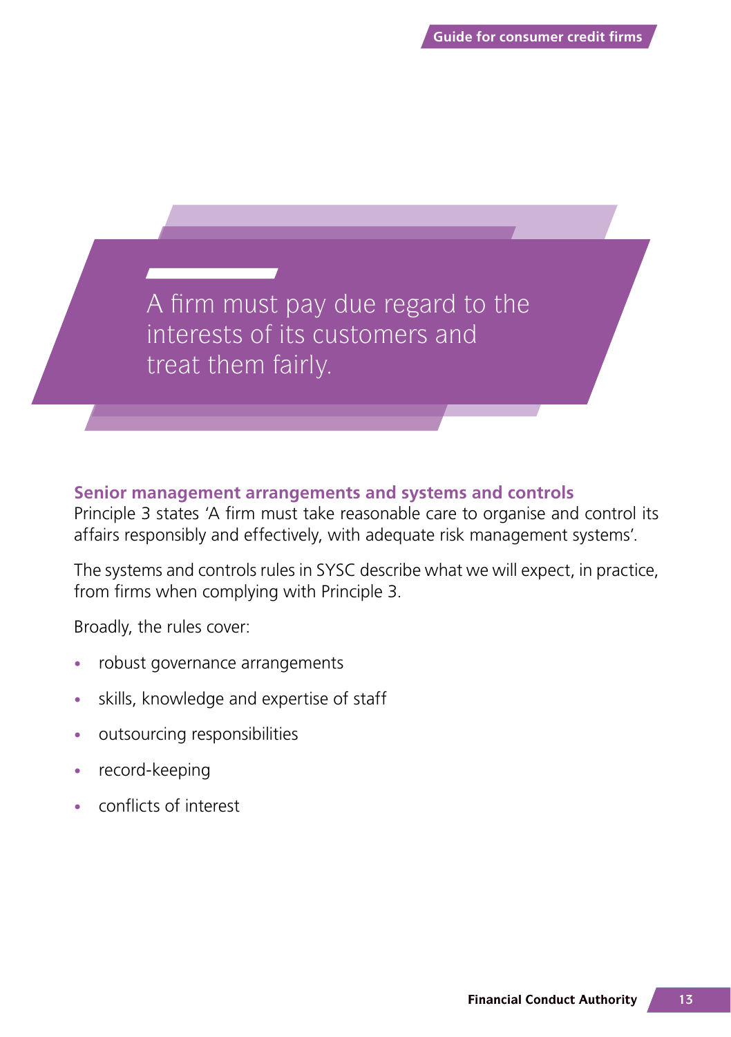> A firm must pay due regard to the interests of its customers and treat them fairly.

### Senior management arrangements and systems and controls

Principle 3 states 'A firm must take reasonable care to organise and control its affairs responsibly and effectively, with adequate risk management systems'.

The systems and controls rules in SYSC describe what we will expect, in practice, from firms when complying with Principle 3.

Broadly, the rules cover:

- robust governance arrangements
- skills, knowledge and expertise of staff
- outsourcing responsibilities
- record-keeping
- conflicts of interest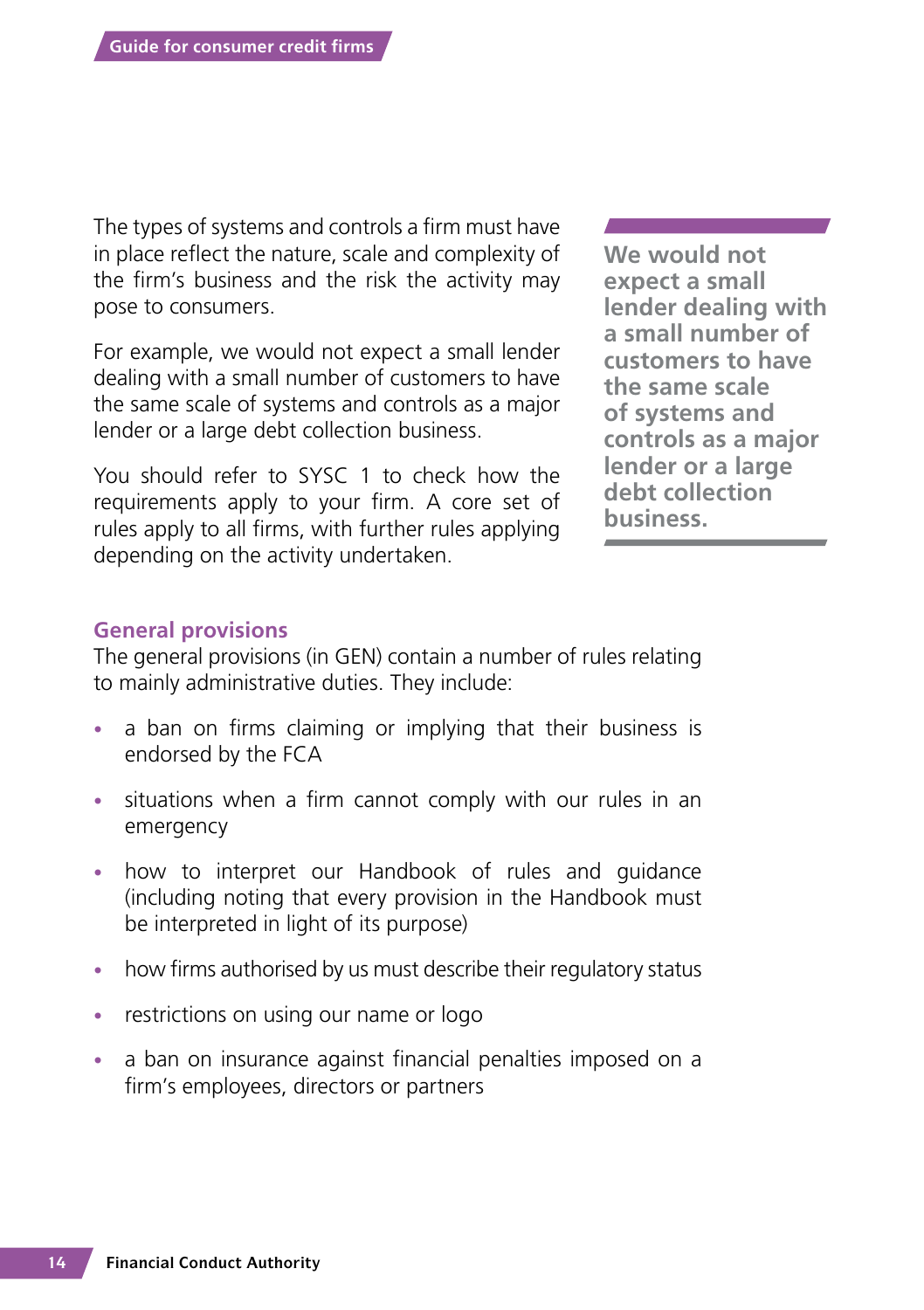The types of systems and controls a firm must have in place reflect the nature, scale and complexity of the firm's business and the risk the activity may pose to consumers.

For example, we would not expect a small lender dealing with a small number of customers to have the same scale of systems and controls as a major lender or a large debt collection business.

You should refer to SYSC 1 to check how the requirements apply to your firm. A core set of rules apply to all firms, with further rules applying depending on the activity undertaken.

**We would not expect a small lender dealing with a small number of customers to have the same scale of systems and controls as a major lender or a large debt collection business.**

## General provisions

The general provisions (in GEN) contain a number of rules relating to mainly administrative duties. They include:

- a ban on firms claiming or implying that their business is endorsed by the FCA
- situations when a firm cannot comply with our rules in an emergency
- how to interpret our Handbook of rules and guidance (including noting that every provision in the Handbook must be interpreted in light of its purpose)
- how firms authorised by us must describe their regulatory status
- restrictions on using our name or logo
- a ban on insurance against financial penalties imposed on a firm's employees, directors or partners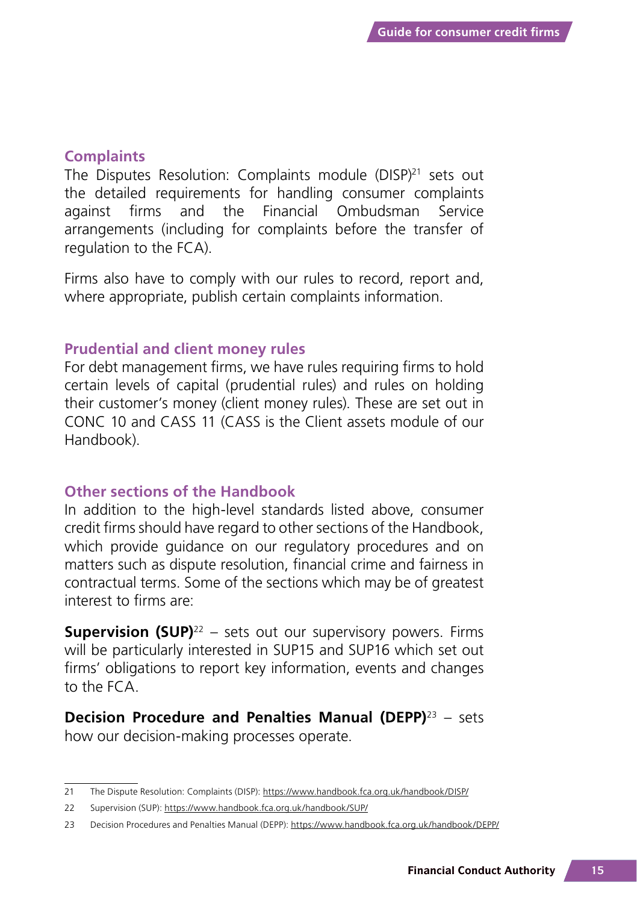## Complaints

The Disputes Resolution: Complaints module (DISP)[21] sets out the detailed requirements for handling consumer complaints against firms and the Financial Ombudsman Service arrangements (including for complaints before the transfer of regulation to the FCA).

Firms also have to comply with our rules to record, report and, where appropriate, publish certain complaints information.

## Prudential and client money rules

For debt management firms, we have rules requiring firms to hold certain levels of capital (prudential rules) and rules on holding their customer's money (client money rules). These are set out in CONC 10 and CASS 11 (CASS is the Client assets module of our Handbook).

## Other sections of the Handbook

In addition to the high-level standards listed above, consumer credit firms should have regard to other sections of the Handbook, which provide guidance on our regulatory procedures and on matters such as dispute resolution, financial crime and fairness in contractual terms. Some of the sections which may be of greatest interest to firms are:

**Supervision (SUP)**[22] – sets out our supervisory powers. Firms will be particularly interested in SUP15 and SUP16 which set out firms' obligations to report key information, events and changes to the FCA.

**Decision Procedure and Penalties Manual (DEPP)**[23] – sets how our decision-making processes operate.

---

21 The Dispute Resolution: Complaints (DISP): https://www.handbook.fca.org.uk/handbook/DISP/

22 Supervision (SUP): https://www.handbook.fca.org.uk/handbook/SUP/

23 Decision Procedures and Penalties Manual (DEPP): https://www.handbook.fca.org.uk/handbook/DEPP/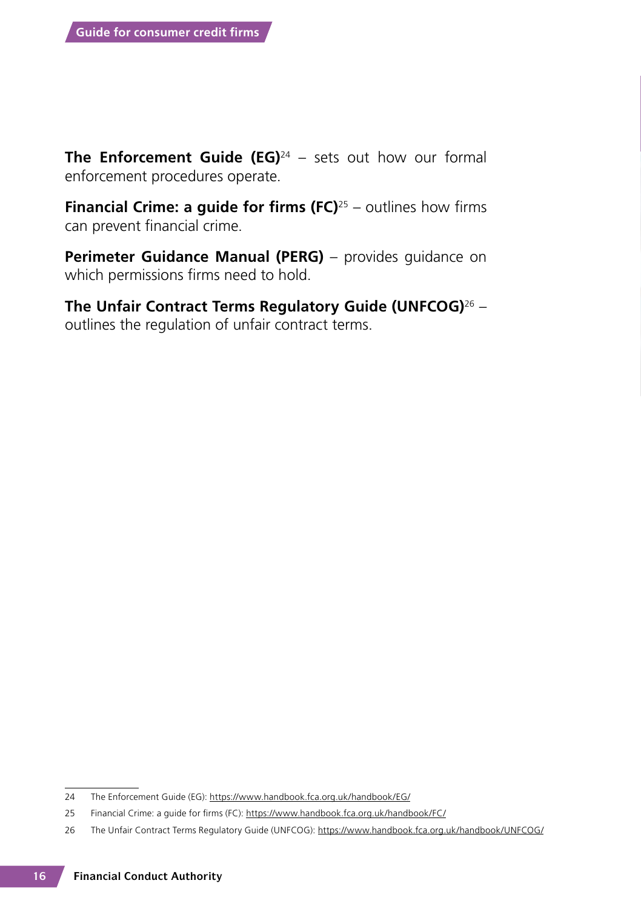**The Enforcement Guide (EG)**[24] – sets out how our formal enforcement procedures operate.

**Financial Crime: a guide for firms (FC)**[25] – outlines how firms can prevent financial crime.

**Perimeter Guidance Manual (PERG)** – provides guidance on which permissions firms need to hold.

**The Unfair Contract Terms Regulatory Guide (UNFCOG)**[26] – outlines the regulation of unfair contract terms.

---

24 The Enforcement Guide (EG): https://www.handbook.fca.org.uk/handbook/EG/

25 Financial Crime: a guide for firms (FC): https://www.handbook.fca.org.uk/handbook/FC/

26 The Unfair Contract Terms Regulatory Guide (UNFCOG): https://www.handbook.fca.org.uk/handbook/UNFCOG/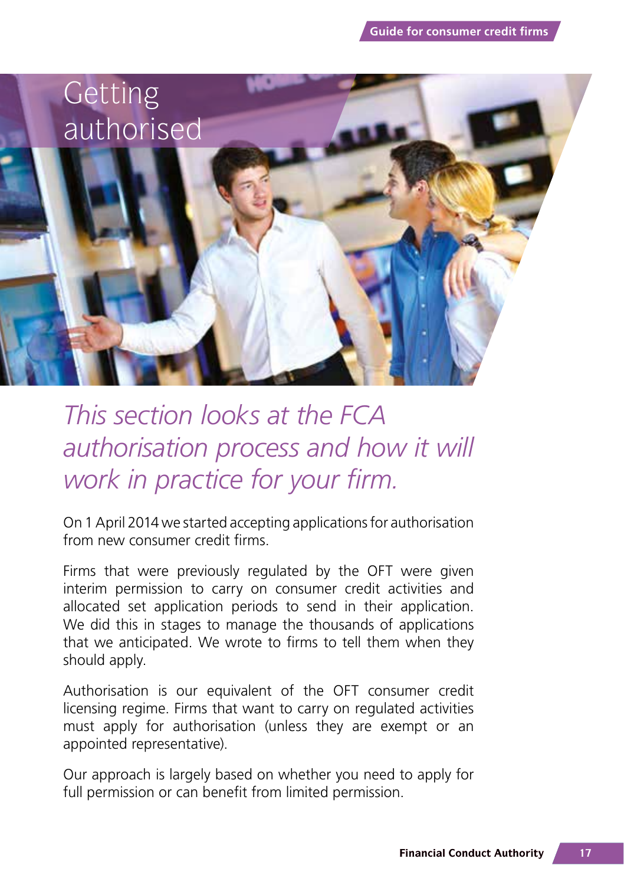# Getting authorised

*This section looks at the FCA authorisation process and how it will work in practice for your firm.*

On 1 April 2014 we started accepting applications for authorisation from new consumer credit firms.

Firms that were previously regulated by the OFT were given interim permission to carry on consumer credit activities and allocated set application periods to send in their application. We did this in stages to manage the thousands of applications that we anticipated. We wrote to firms to tell them when they should apply.

Authorisation is our equivalent of the OFT consumer credit licensing regime. Firms that want to carry on regulated activities must apply for authorisation (unless they are exempt or an appointed representative).

Our approach is largely based on whether you need to apply for full permission or can benefit from limited permission.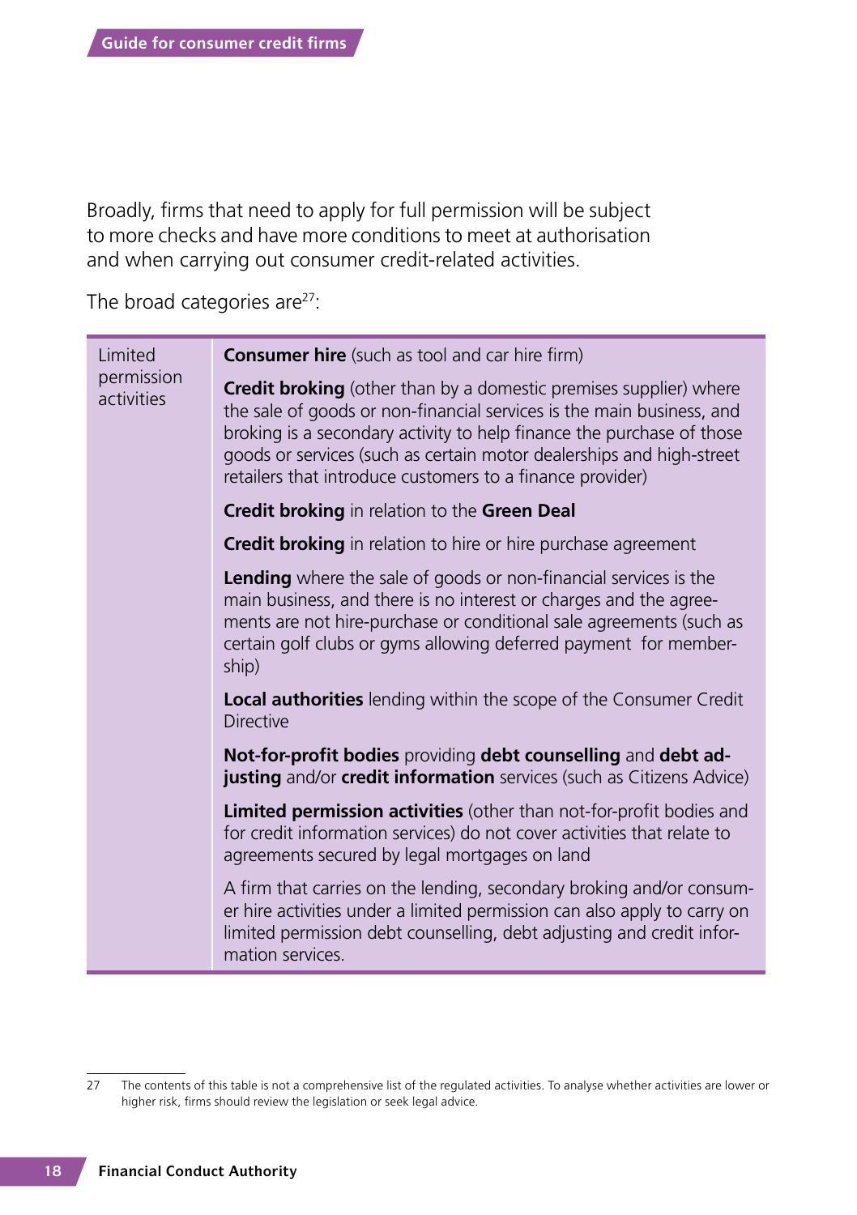Broadly, firms that need to apply for full permission will be subject to more checks and have more conditions to meet at authorisation and when carrying out consumer credit-related activities.

The broad categories are[27]:

| | |
|---|---|
| Limited permission activities | **Consumer hire** (such as tool and car hire firm)<br><br>**Credit broking** (other than by a domestic premises supplier) where the sale of goods or non-financial services is the main business, and broking is a secondary activity to help finance the purchase of those goods or services (such as certain motor dealerships and high-street retailers that introduce customers to a finance provider)<br><br>**Credit broking** in relation to the **Green Deal**<br><br>**Credit broking** in relation to hire or hire purchase agreement<br><br>**Lending** where the sale of goods or non-financial services is the main business, and there is no interest or charges and the agreements are not hire-purchase or conditional sale agreements (such as certain golf clubs or gyms allowing deferred payment for membership)<br><br>**Local authorities** lending within the scope of the Consumer Credit Directive<br><br>**Not-for-profit bodies** providing **debt counselling** and **debt adjusting** and/or **credit information** services (such as Citizens Advice)<br><br>**Limited permission activities** (other than not-for-profit bodies and for credit information services) do not cover activities that relate to agreements secured by legal mortgages on land<br><br>A firm that carries on the lending, secondary broking and/or consumer hire activities under a limited permission can also apply to carry on limited permission debt counselling, debt adjusting and credit information services. |

27 The contents of this table is not a comprehensive list of the regulated activities. To analyse whether activities are lower or higher risk, firms should review the legislation or seek legal advice.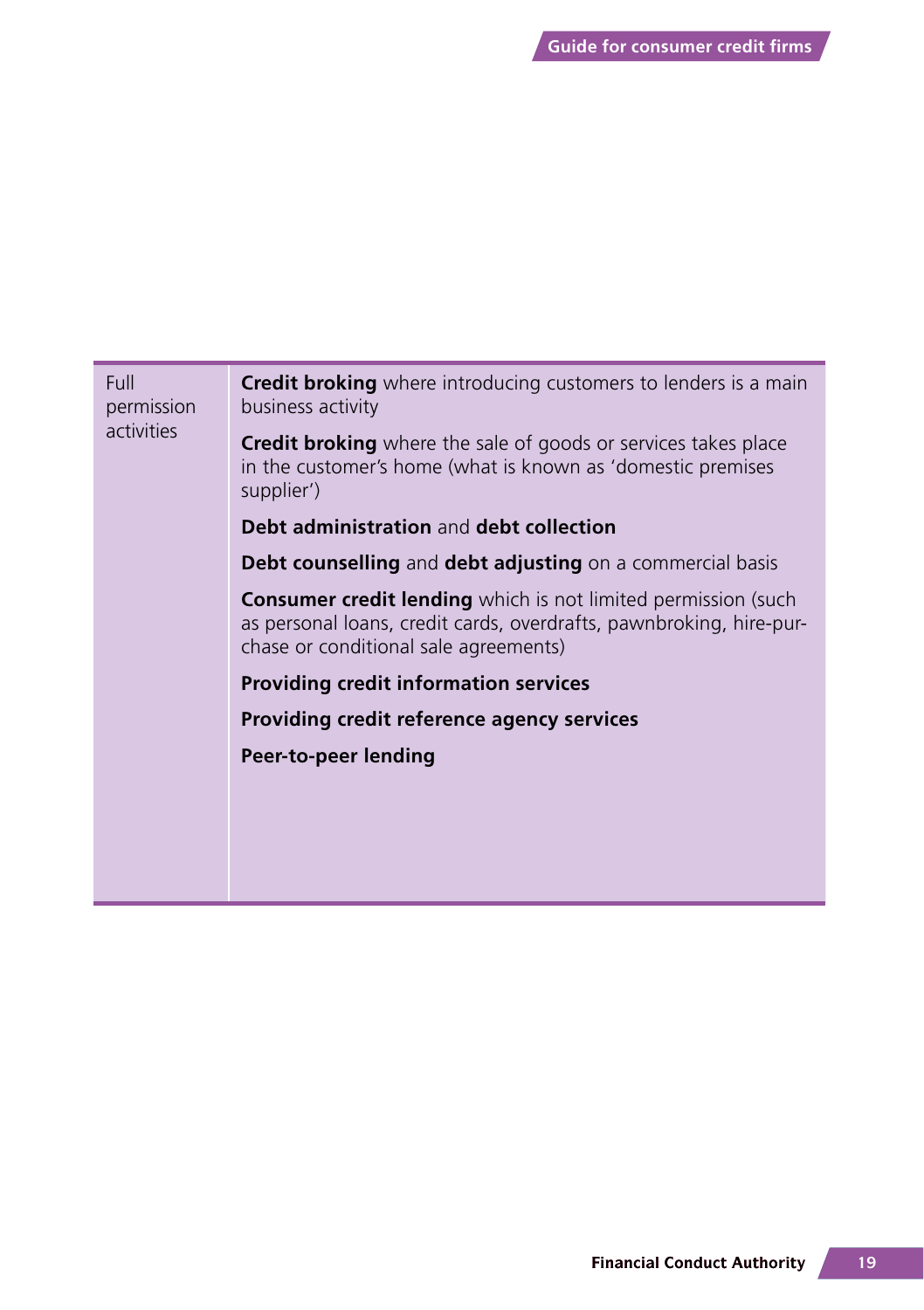| | |
|---|---|
| Full permission activities | **Credit broking** where introducing customers to lenders is a main business activity<br><br>**Credit broking** where the sale of goods or services takes place in the customer's home (what is known as 'domestic premises supplier')<br><br>**Debt administration** and **debt collection**<br><br>**Debt counselling** and **debt adjusting** on a commercial basis<br><br>**Consumer credit lending** which is not limited permission (such as personal loans, credit cards, overdrafts, pawnbroking, hire-purchase or conditional sale agreements)<br><br>**Providing credit information services**<br><br>**Providing credit reference agency services**<br><br>**Peer-to-peer lending** |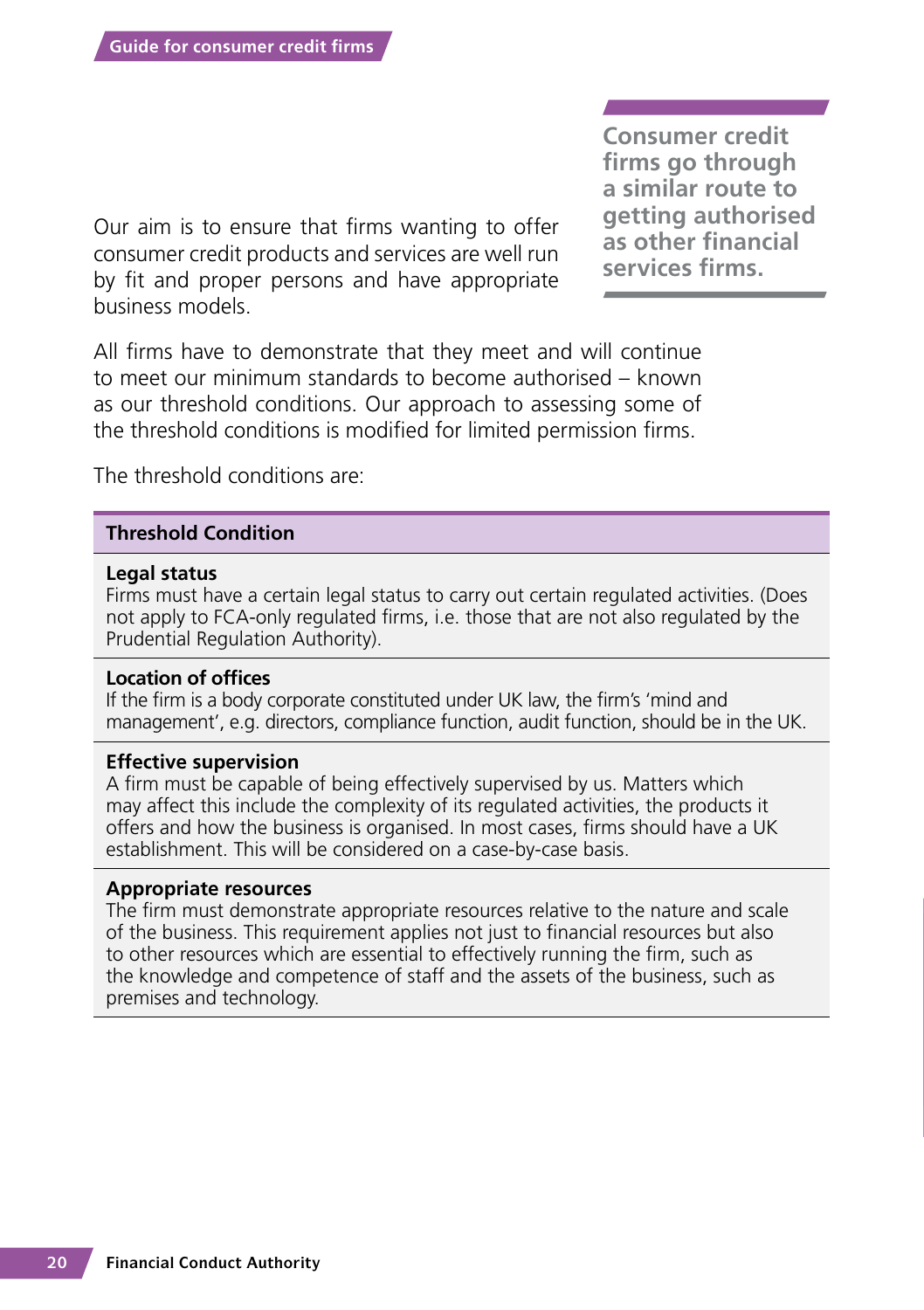> **Consumer credit firms go through a similar route to getting authorised as other financial services firms.**

Our aim is to ensure that firms wanting to offer consumer credit products and services are well run by fit and proper persons and have appropriate business models.

All firms have to demonstrate that they meet and will continue to meet our minimum standards to become authorised – known as our threshold conditions. Our approach to assessing some of the threshold conditions is modified for limited permission firms.

The threshold conditions are:

| Threshold Condition |
| --- |
| **Legal status**<br>Firms must have a certain legal status to carry out certain regulated activities. (Does not apply to FCA-only regulated firms, i.e. those that are not also regulated by the Prudential Regulation Authority). |
| **Location of offices**<br>If the firm is a body corporate constituted under UK law, the firm's 'mind and management', e.g. directors, compliance function, audit function, should be in the UK. |
| **Effective supervision**<br>A firm must be capable of being effectively supervised by us. Matters which may affect this include the complexity of its regulated activities, the products it offers and how the business is organised. In most cases, firms should have a UK establishment. This will be considered on a case-by-case basis. |
| **Appropriate resources**<br>The firm must demonstrate appropriate resources relative to the nature and scale of the business. This requirement applies not just to financial resources but also to other resources which are essential to effectively running the firm, such as the knowledge and competence of staff and the assets of the business, such as premises and technology. |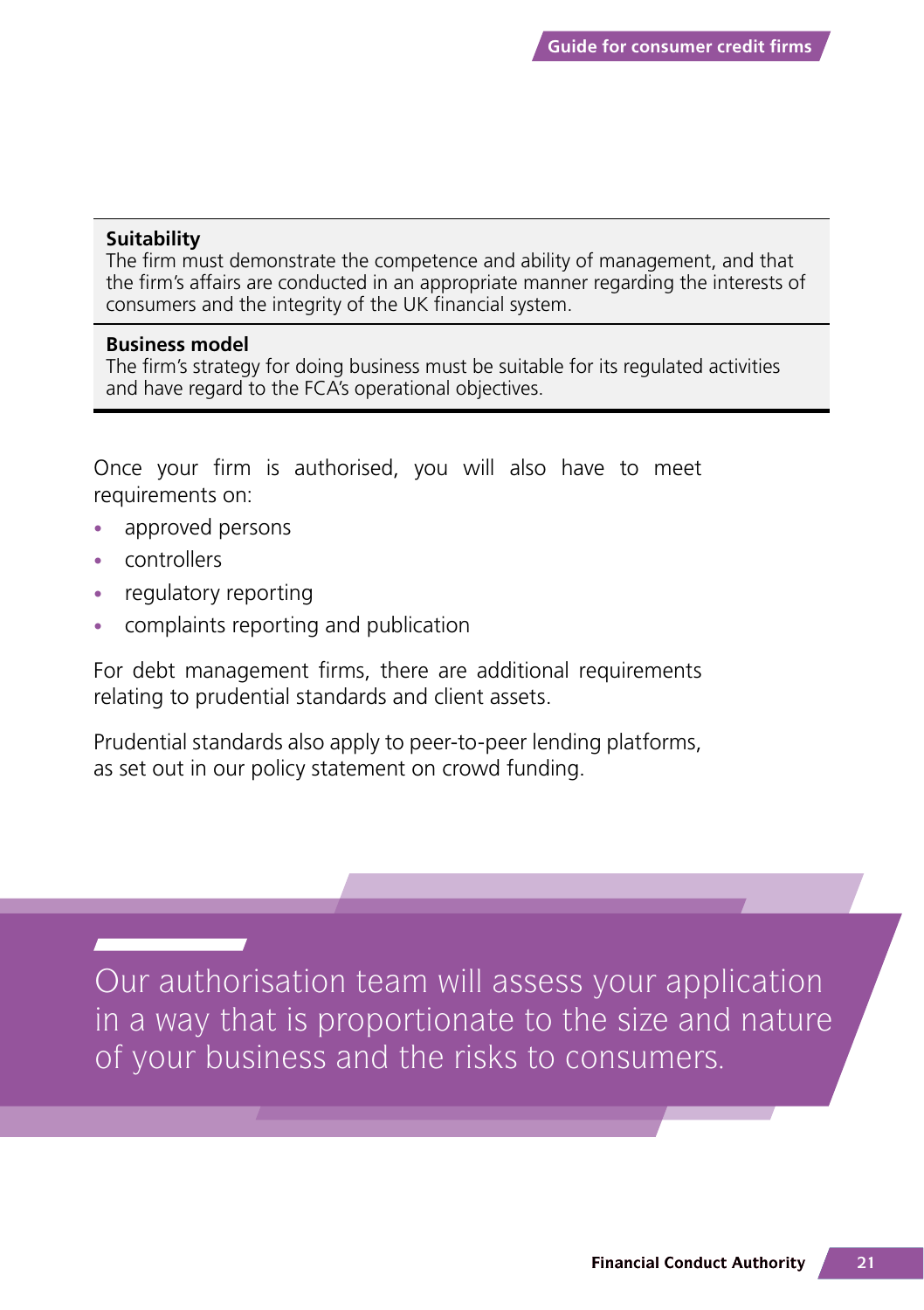**Suitability**
The firm must demonstrate the competence and ability of management, and that the firm's affairs are conducted in an appropriate manner regarding the interests of consumers and the integrity of the UK financial system.

**Business model**
The firm's strategy for doing business must be suitable for its regulated activities and have regard to the FCA's operational objectives.

Once your firm is authorised, you will also have to meet requirements on:

- approved persons
- controllers
- regulatory reporting
- complaints reporting and publication

For debt management firms, there are additional requirements relating to prudential standards and client assets.

Prudential standards also apply to peer-to-peer lending platforms, as set out in our policy statement on crowd funding.

Our authorisation team will assess your application in a way that is proportionate to the size and nature of your business and the risks to consumers.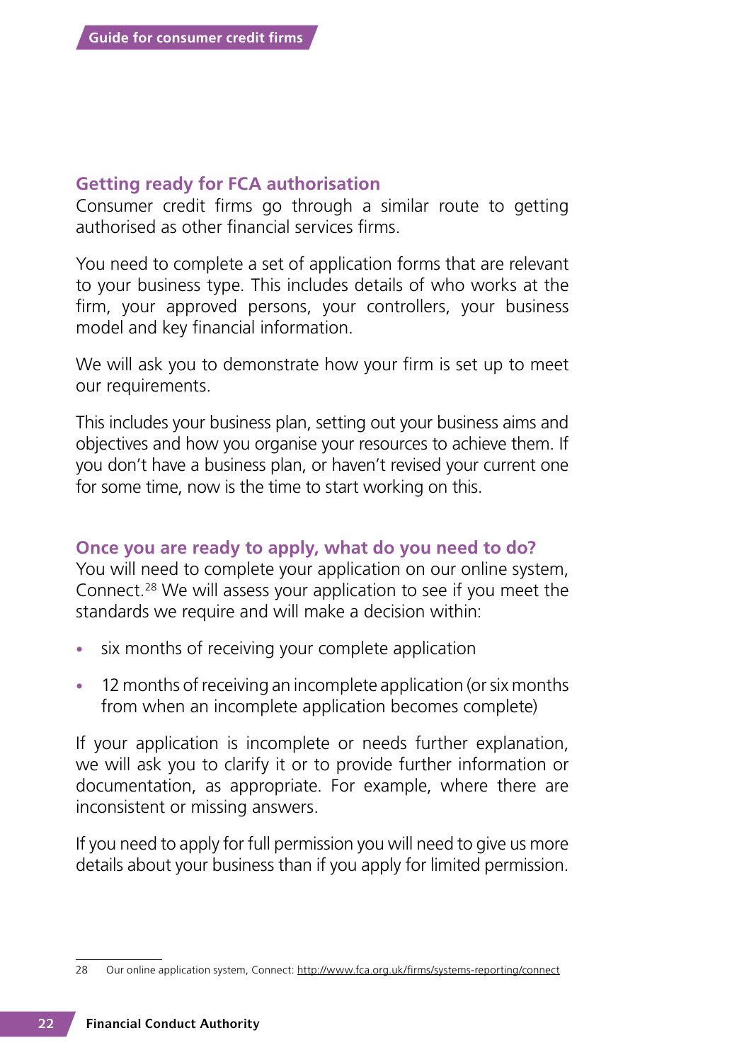## Getting ready for FCA authorisation

Consumer credit firms go through a similar route to getting authorised as other financial services firms.

You need to complete a set of application forms that are relevant to your business type. This includes details of who works at the firm, your approved persons, your controllers, your business model and key financial information.

We will ask you to demonstrate how your firm is set up to meet our requirements.

This includes your business plan, setting out your business aims and objectives and how you organise your resources to achieve them. If you don't have a business plan, or haven't revised your current one for some time, now is the time to start working on this.

## Once you are ready to apply, what do you need to do?

You will need to complete your application on our online system, Connect.[28] We will assess your application to see if you meet the standards we require and will make a decision within:

- six months of receiving your complete application
- 12 months of receiving an incomplete application (or six months from when an incomplete application becomes complete)

If your application is incomplete or needs further explanation, we will ask you to clarify it or to provide further information or documentation, as appropriate. For example, where there are inconsistent or missing answers.

If you need to apply for full permission you will need to give us more details about your business than if you apply for limited permission.

---

28 Our online application system, Connect: http://www.fca.org.uk/firms/systems-reporting/connect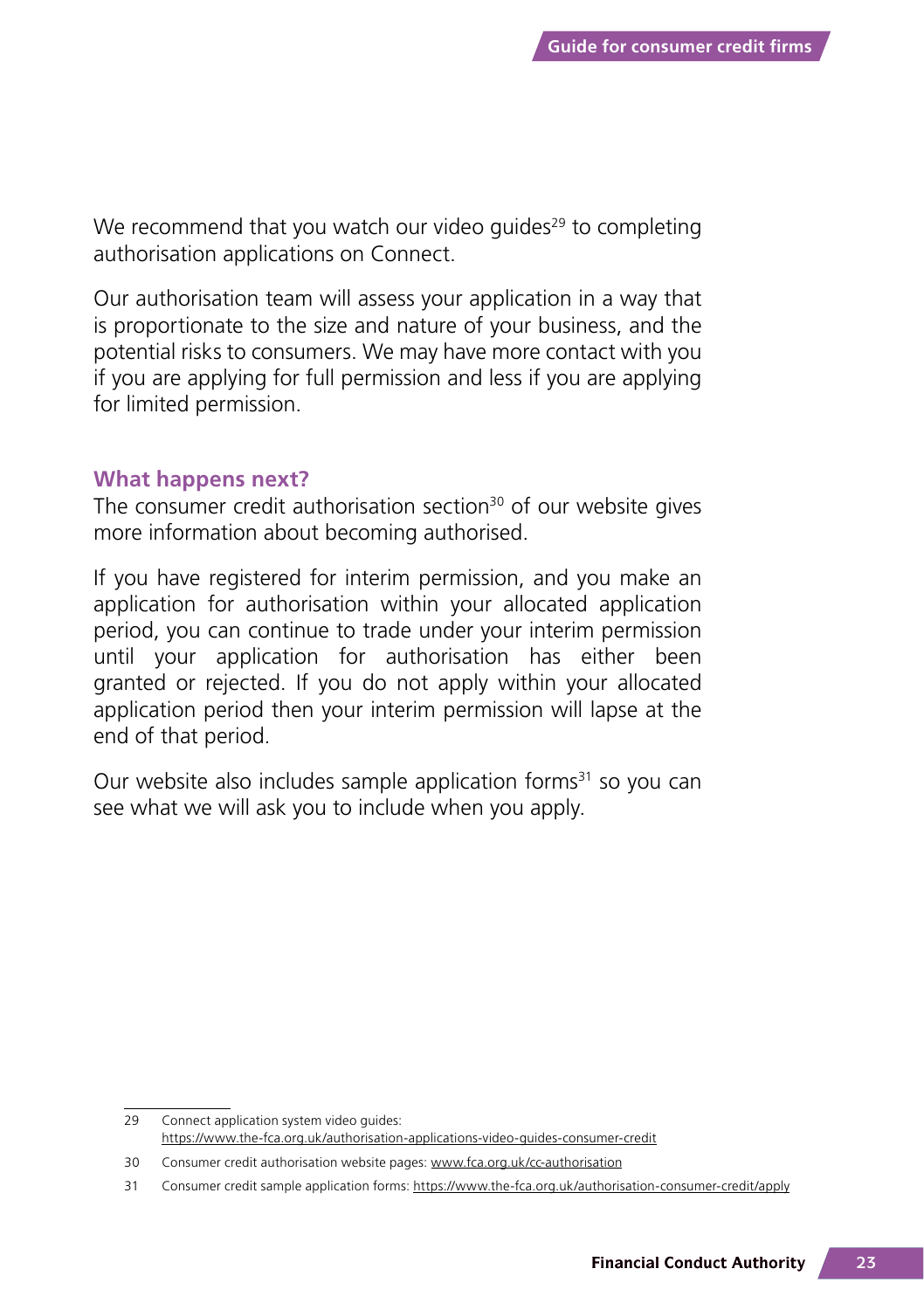We recommend that you watch our video guides[29] to completing authorisation applications on Connect.

Our authorisation team will assess your application in a way that is proportionate to the size and nature of your business, and the potential risks to consumers. We may have more contact with you if you are applying for full permission and less if you are applying for limited permission.

## What happens next?

The consumer credit authorisation section[30] of our website gives more information about becoming authorised.

If you have registered for interim permission, and you make an application for authorisation within your allocated application period, you can continue to trade under your interim permission until your application for authorisation has either been granted or rejected. If you do not apply within your allocated application period then your interim permission will lapse at the end of that period.

Our website also includes sample application forms[31] so you can see what we will ask you to include when you apply.

---

29 Connect application system video guides: https://www.the-fca.org.uk/authorisation-applications-video-guides-consumer-credit

30 Consumer credit authorisation website pages: www.fca.org.uk/cc-authorisation

31 Consumer credit sample application forms: https://www.the-fca.org.uk/authorisation-consumer-credit/apply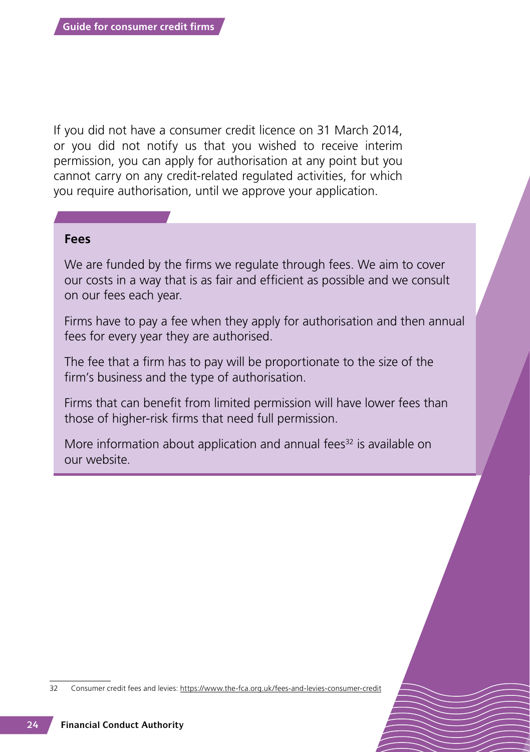If you did not have a consumer credit licence on 31 March 2014, or you did not notify us that you wished to receive interim permission, you can apply for authorisation at any point but you cannot carry on any credit-related regulated activities, for which you require authorisation, until we approve your application.

**Fees**

We are funded by the firms we regulate through fees. We aim to cover our costs in a way that is as fair and efficient as possible and we consult on our fees each year.

Firms have to pay a fee when they apply for authorisation and then annual fees for every year they are authorised.

The fee that a firm has to pay will be proportionate to the size of the firm's business and the type of authorisation.

Firms that can benefit from limited permission will have lower fees than those of higher-risk firms that need full permission.

More information about application and annual fees[32] is available on our website.

32 Consumer credit fees and levies: https://www.the-fca.org.uk/fees-and-levies-consumer-credit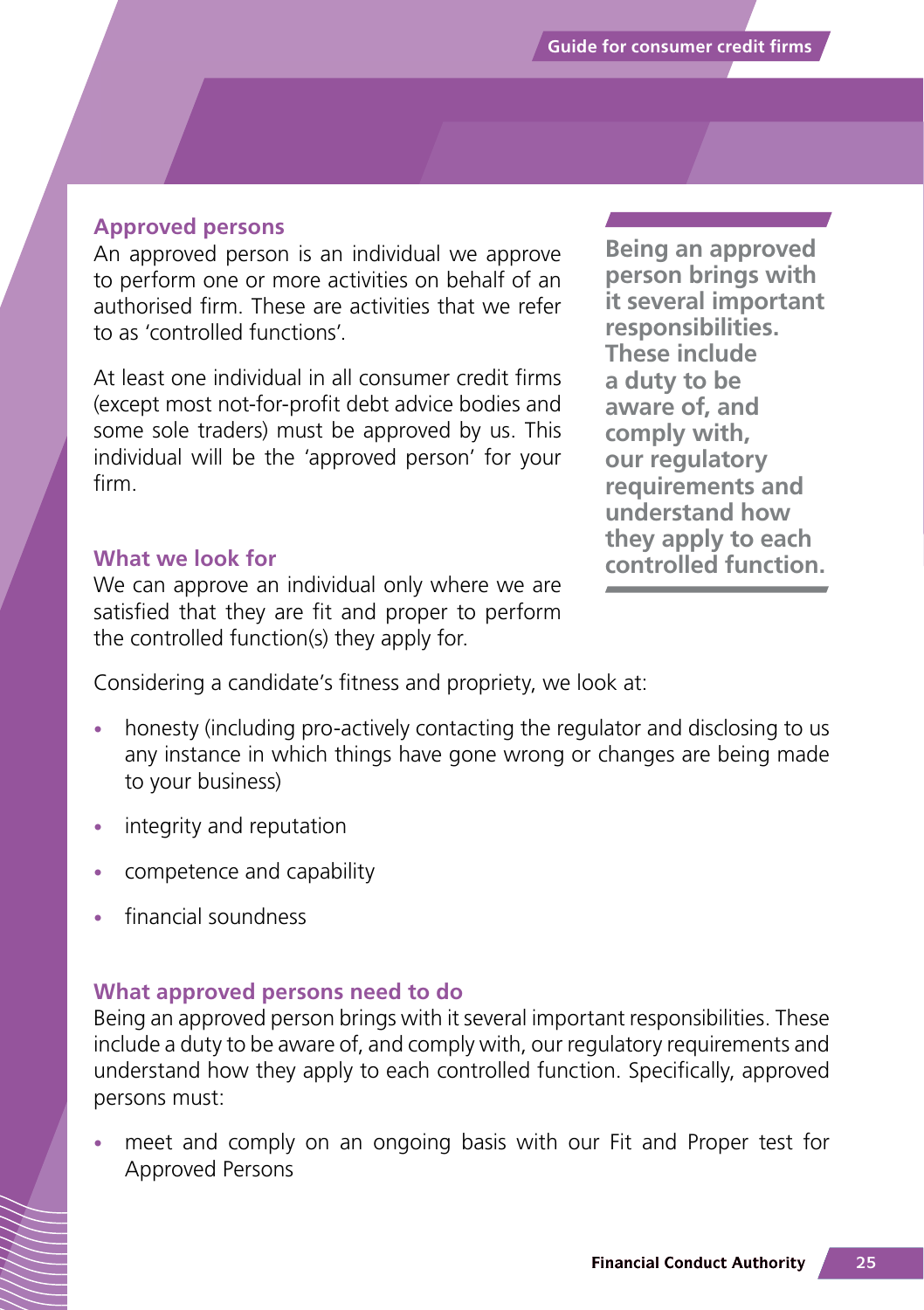## Approved persons

An approved person is an individual we approve to perform one or more activities on behalf of an authorised firm. These are activities that we refer to as 'controlled functions'.

At least one individual in all consumer credit firms (except most not-for-profit debt advice bodies and some sole traders) must be approved by us. This individual will be the 'approved person' for your firm.

> **Being an approved person brings with it several important responsibilities. These include a duty to be aware of, and comply with, our regulatory requirements and understand how they apply to each controlled function.**

## What we look for

We can approve an individual only where we are satisfied that they are fit and proper to perform the controlled function(s) they apply for.

Considering a candidate's fitness and propriety, we look at:

- honesty (including pro-actively contacting the regulator and disclosing to us any instance in which things have gone wrong or changes are being made to your business)
- integrity and reputation
- competence and capability
- financial soundness

## What approved persons need to do

Being an approved person brings with it several important responsibilities. These include a duty to be aware of, and comply with, our regulatory requirements and understand how they apply to each controlled function. Specifically, approved persons must:

- meet and comply on an ongoing basis with our Fit and Proper test for Approved Persons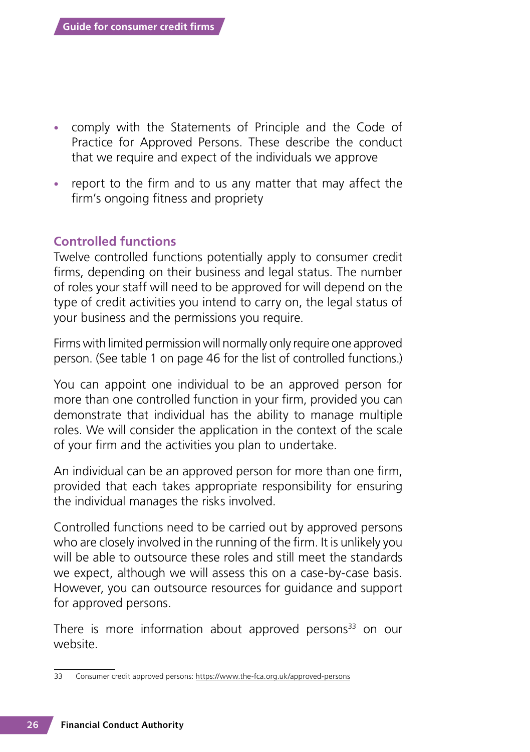- comply with the Statements of Principle and the Code of Practice for Approved Persons. These describe the conduct that we require and expect of the individuals we approve
- report to the firm and to us any matter that may affect the firm's ongoing fitness and propriety

### Controlled functions

Twelve controlled functions potentially apply to consumer credit firms, depending on their business and legal status. The number of roles your staff will need to be approved for will depend on the type of credit activities you intend to carry on, the legal status of your business and the permissions you require.

Firms with limited permission will normally only require one approved person. (See table 1 on page 46 for the list of controlled functions.)

You can appoint one individual to be an approved person for more than one controlled function in your firm, provided you can demonstrate that individual has the ability to manage multiple roles. We will consider the application in the context of the scale of your firm and the activities you plan to undertake.

An individual can be an approved person for more than one firm, provided that each takes appropriate responsibility for ensuring the individual manages the risks involved.

Controlled functions need to be carried out by approved persons who are closely involved in the running of the firm. It is unlikely you will be able to outsource these roles and still meet the standards we expect, although we will assess this on a case-by-case basis. However, you can outsource resources for guidance and support for approved persons.

There is more information about approved persons[33] on our website.

---

33 Consumer credit approved persons: https://www.the-fca.org.uk/approved-persons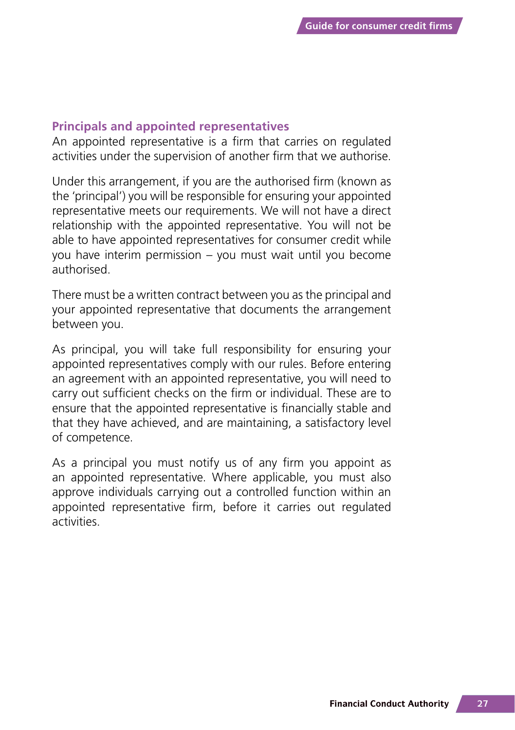## Principals and appointed representatives

An appointed representative is a firm that carries on regulated activities under the supervision of another firm that we authorise.

Under this arrangement, if you are the authorised firm (known as the 'principal') you will be responsible for ensuring your appointed representative meets our requirements. We will not have a direct relationship with the appointed representative. You will not be able to have appointed representatives for consumer credit while you have interim permission – you must wait until you become authorised.

There must be a written contract between you as the principal and your appointed representative that documents the arrangement between you.

As principal, you will take full responsibility for ensuring your appointed representatives comply with our rules. Before entering an agreement with an appointed representative, you will need to carry out sufficient checks on the firm or individual. These are to ensure that the appointed representative is financially stable and that they have achieved, and are maintaining, a satisfactory level of competence.

As a principal you must notify us of any firm you appoint as an appointed representative. Where applicable, you must also approve individuals carrying out a controlled function within an appointed representative firm, before it carries out regulated activities.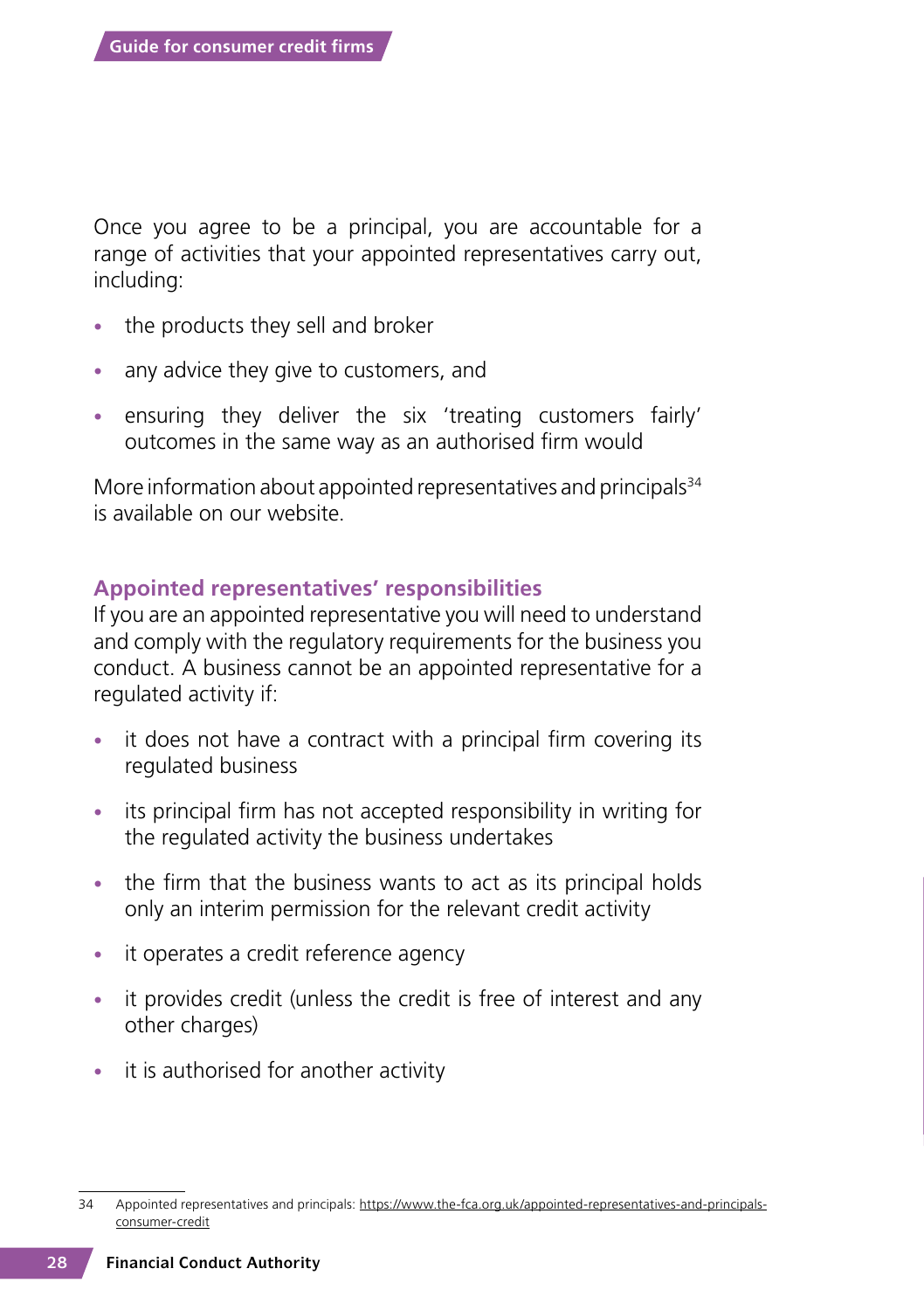Once you agree to be a principal, you are accountable for a range of activities that your appointed representatives carry out, including:

- the products they sell and broker
- any advice they give to customers, and
- ensuring they deliver the six 'treating customers fairly' outcomes in the same way as an authorised firm would

More information about appointed representatives and principals[34] is available on our website.

### Appointed representatives' responsibilities

If you are an appointed representative you will need to understand and comply with the regulatory requirements for the business you conduct. A business cannot be an appointed representative for a regulated activity if:

- it does not have a contract with a principal firm covering its regulated business
- its principal firm has not accepted responsibility in writing for the regulated activity the business undertakes
- the firm that the business wants to act as its principal holds only an interim permission for the relevant credit activity
- it operates a credit reference agency
- it provides credit (unless the credit is free of interest and any other charges)
- it is authorised for another activity

---

34 Appointed representatives and principals: https://www.the-fca.org.uk/appointed-representatives-and-principals-consumer-credit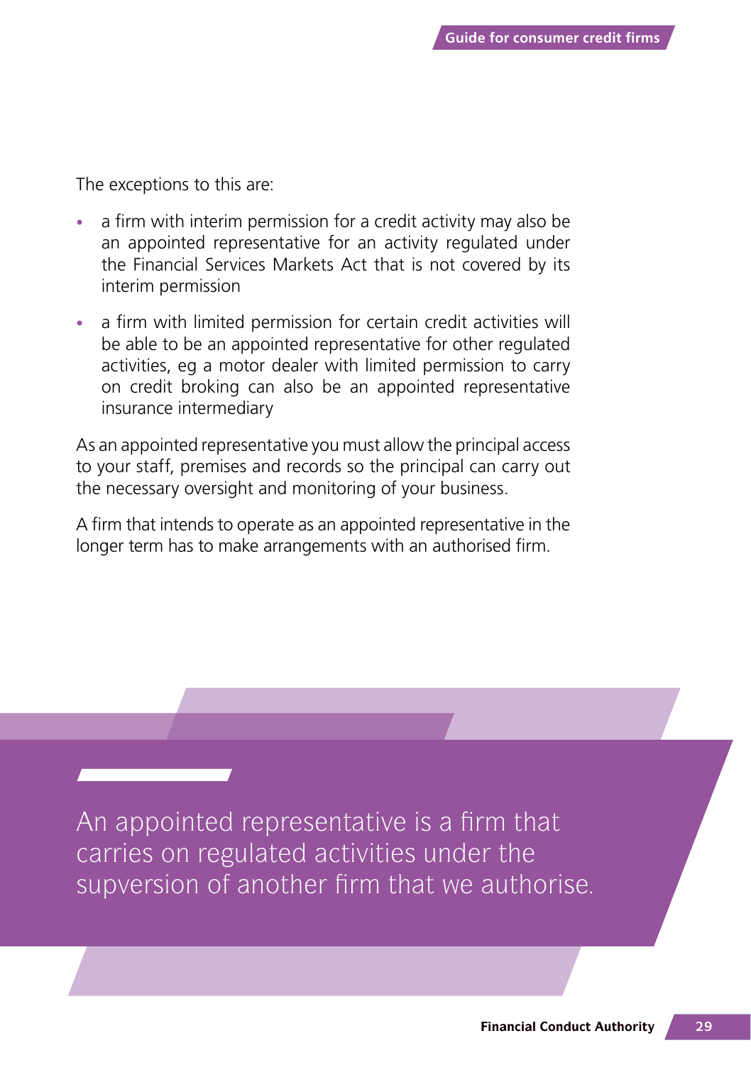The exceptions to this are:

- a firm with interim permission for a credit activity may also be an appointed representative for an activity regulated under the Financial Services Markets Act that is not covered by its interim permission
- a firm with limited permission for certain credit activities will be able to be an appointed representative for other regulated activities, eg a motor dealer with limited permission to carry on credit broking can also be an appointed representative insurance intermediary

As an appointed representative you must allow the principal access to your staff, premises and records so the principal can carry out the necessary oversight and monitoring of your business.

A firm that intends to operate as an appointed representative in the longer term has to make arrangements with an authorised firm.

> An appointed representative is a firm that carries on regulated activities under the supversion of another firm that we authorise.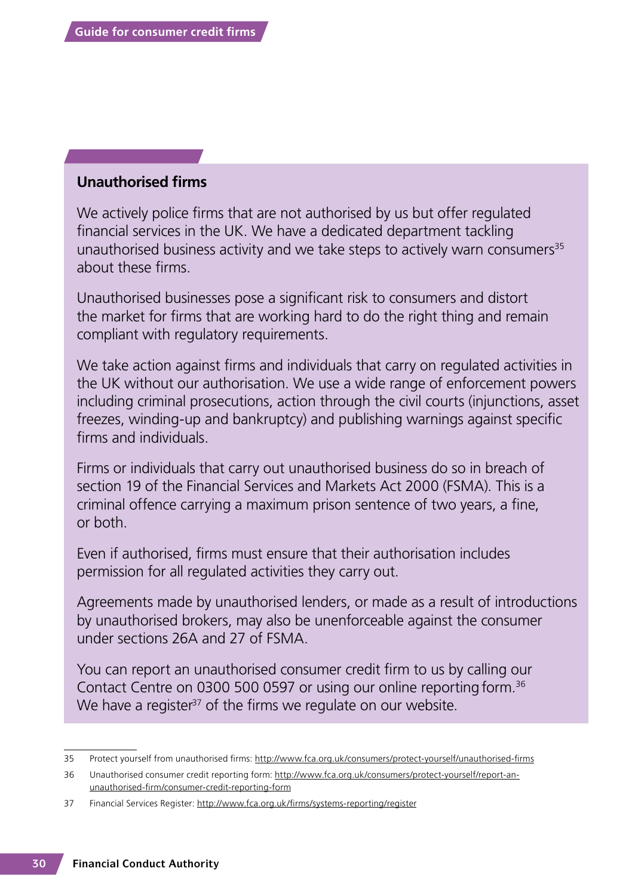## Unauthorised firms

We actively police firms that are not authorised by us but offer regulated financial services in the UK. We have a dedicated department tackling unauthorised business activity and we take steps to actively warn consumers[35] about these firms.

Unauthorised businesses pose a significant risk to consumers and distort the market for firms that are working hard to do the right thing and remain compliant with regulatory requirements.

We take action against firms and individuals that carry on regulated activities in the UK without our authorisation. We use a wide range of enforcement powers including criminal prosecutions, action through the civil courts (injunctions, asset freezes, winding-up and bankruptcy) and publishing warnings against specific firms and individuals.

Firms or individuals that carry out unauthorised business do so in breach of section 19 of the Financial Services and Markets Act 2000 (FSMA). This is a criminal offence carrying a maximum prison sentence of two years, a fine, or both.

Even if authorised, firms must ensure that their authorisation includes permission for all regulated activities they carry out.

Agreements made by unauthorised lenders, or made as a result of introductions by unauthorised brokers, may also be unenforceable against the consumer under sections 26A and 27 of FSMA.

You can report an unauthorised consumer credit firm to us by calling our Contact Centre on 0300 500 0597 or using our online reporting form.[36] We have a register[37] of the firms we regulate on our website.

---

35 Protect yourself from unauthorised firms: http://www.fca.org.uk/consumers/protect-yourself/unauthorised-firms

36 Unauthorised consumer credit reporting form: http://www.fca.org.uk/consumers/protect-yourself/report-an-unauthorised-firm/consumer-credit-reporting-form

37 Financial Services Register: http://www.fca.org.uk/firms/systems-reporting/register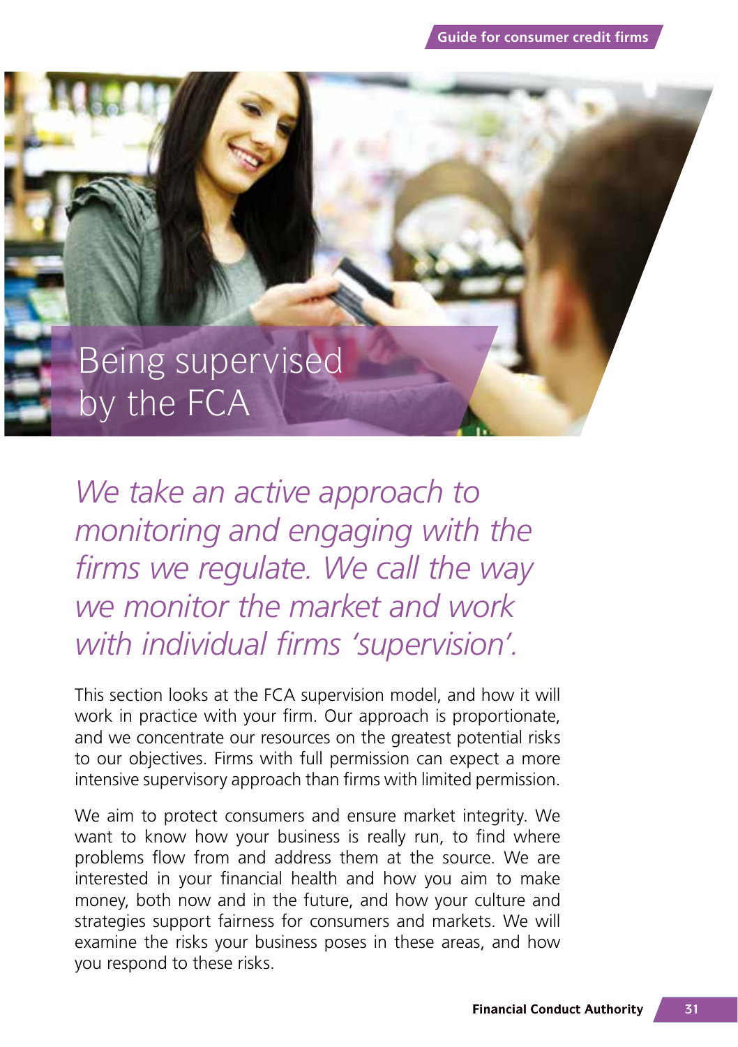# Being supervised by the FCA

*We take an active approach to monitoring and engaging with the firms we regulate. We call the way we monitor the market and work with individual firms 'supervision'.*

This section looks at the FCA supervision model, and how it will work in practice with your firm. Our approach is proportionate, and we concentrate our resources on the greatest potential risks to our objectives. Firms with full permission can expect a more intensive supervisory approach than firms with limited permission.

We aim to protect consumers and ensure market integrity. We want to know how your business is really run, to find where problems flow from and address them at the source. We are interested in your financial health and how you aim to make money, both now and in the future, and how your culture and strategies support fairness for consumers and markets. We will examine the risks your business poses in these areas, and how you respond to these risks.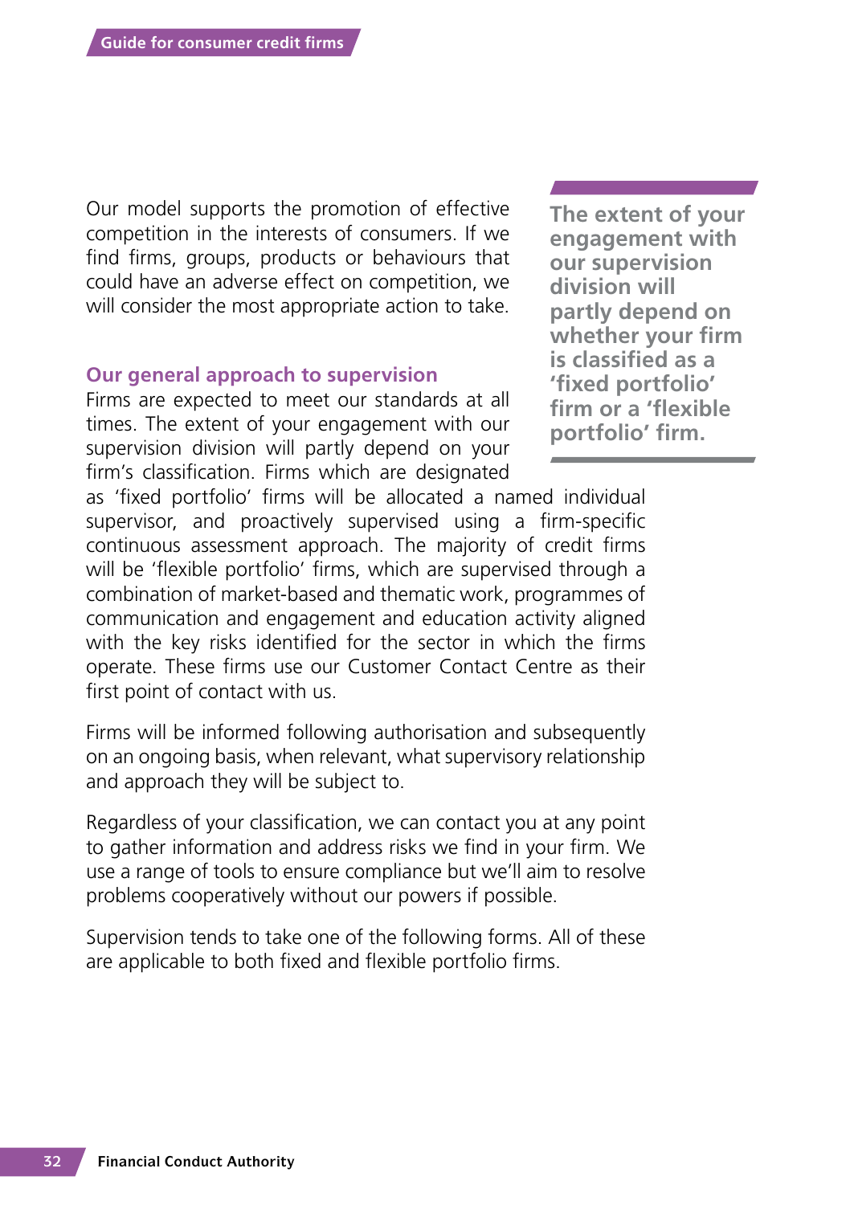Our model supports the promotion of effective competition in the interests of consumers. If we find firms, groups, products or behaviours that could have an adverse effect on competition, we will consider the most appropriate action to take.

> **The extent of your engagement with our supervision division will partly depend on whether your firm is classified as a 'fixed portfolio' firm or a 'flexible portfolio' firm.**

### Our general approach to supervision

Firms are expected to meet our standards at all times. The extent of your engagement with our supervision division will partly depend on your firm's classification. Firms which are designated as 'fixed portfolio' firms will be allocated a named individual supervisor, and proactively supervised using a firm-specific continuous assessment approach. The majority of credit firms will be 'flexible portfolio' firms, which are supervised through a combination of market-based and thematic work, programmes of communication and engagement and education activity aligned with the key risks identified for the sector in which the firms operate. These firms use our Customer Contact Centre as their first point of contact with us.

Firms will be informed following authorisation and subsequently on an ongoing basis, when relevant, what supervisory relationship and approach they will be subject to.

Regardless of your classification, we can contact you at any point to gather information and address risks we find in your firm. We use a range of tools to ensure compliance but we'll aim to resolve problems cooperatively without our powers if possible.

Supervision tends to take one of the following forms. All of these are applicable to both fixed and flexible portfolio firms.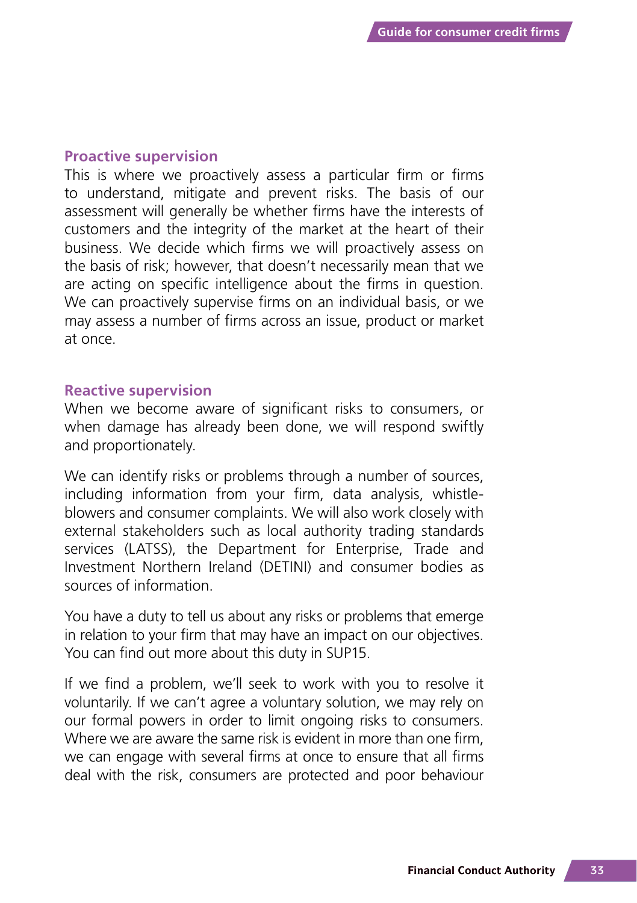### Proactive supervision

This is where we proactively assess a particular firm or firms to understand, mitigate and prevent risks. The basis of our assessment will generally be whether firms have the interests of customers and the integrity of the market at the heart of their business. We decide which firms we will proactively assess on the basis of risk; however, that doesn't necessarily mean that we are acting on specific intelligence about the firms in question. We can proactively supervise firms on an individual basis, or we may assess a number of firms across an issue, product or market at once.

### Reactive supervision

When we become aware of significant risks to consumers, or when damage has already been done, we will respond swiftly and proportionately.

We can identify risks or problems through a number of sources, including information from your firm, data analysis, whistle-blowers and consumer complaints. We will also work closely with external stakeholders such as local authority trading standards services (LATSS), the Department for Enterprise, Trade and Investment Northern Ireland (DETINI) and consumer bodies as sources of information.

You have a duty to tell us about any risks or problems that emerge in relation to your firm that may have an impact on our objectives. You can find out more about this duty in SUP15.

If we find a problem, we'll seek to work with you to resolve it voluntarily. If we can't agree a voluntary solution, we may rely on our formal powers in order to limit ongoing risks to consumers. Where we are aware the same risk is evident in more than one firm, we can engage with several firms at once to ensure that all firms deal with the risk, consumers are protected and poor behaviour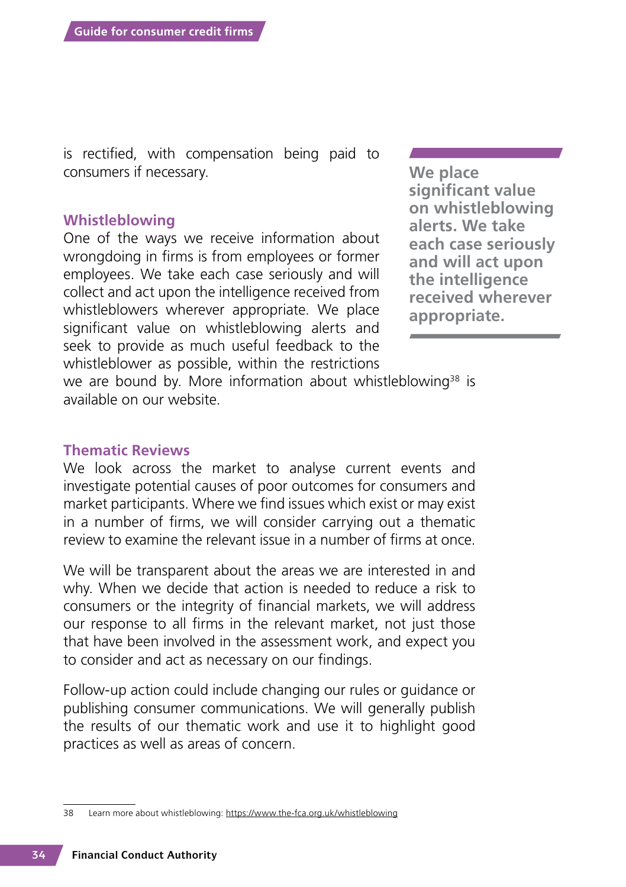is rectified, with compensation being paid to consumers if necessary.

## Whistleblowing

One of the ways we receive information about wrongdoing in firms is from employees or former employees. We take each case seriously and will collect and act upon the intelligence received from whistleblowers wherever appropriate. We place significant value on whistleblowing alerts and seek to provide as much useful feedback to the whistleblower as possible, within the restrictions we are bound by. More information about whistleblowing[38] is available on our website.

> **We place significant value on whistleblowing alerts. We take each case seriously and will act upon the intelligence received wherever appropriate.**

## Thematic Reviews

We look across the market to analyse current events and investigate potential causes of poor outcomes for consumers and market participants. Where we find issues which exist or may exist in a number of firms, we will consider carrying out a thematic review to examine the relevant issue in a number of firms at once.

We will be transparent about the areas we are interested in and why. When we decide that action is needed to reduce a risk to consumers or the integrity of financial markets, we will address our response to all firms in the relevant market, not just those that have been involved in the assessment work, and expect you to consider and act as necessary on our findings.

Follow-up action could include changing our rules or guidance or publishing consumer communications. We will generally publish the results of our thematic work and use it to highlight good practices as well as areas of concern.

---

38 Learn more about whistleblowing: https://www.the-fca.org.uk/whistleblowing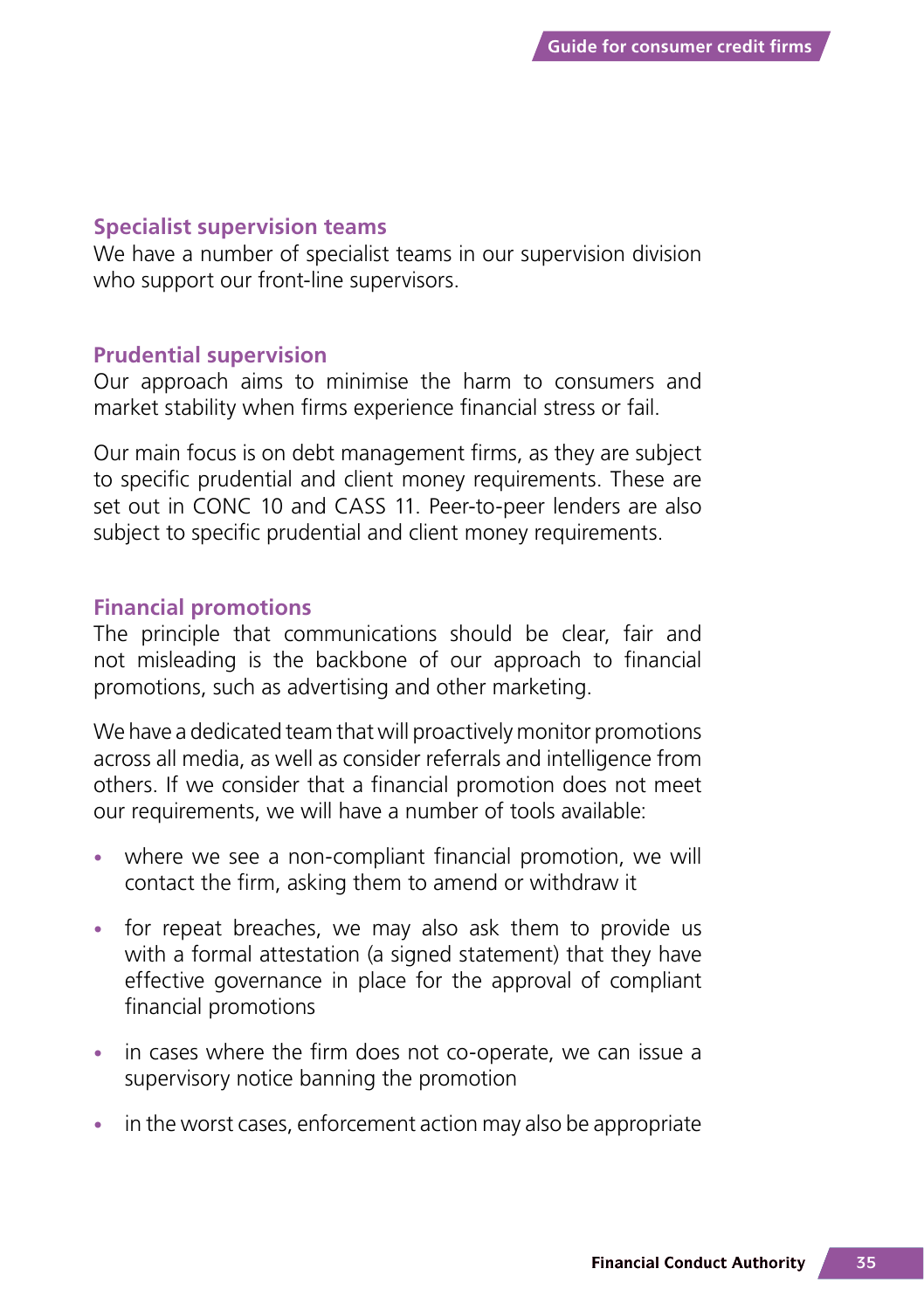### Specialist supervision teams

We have a number of specialist teams in our supervision division who support our front-line supervisors.

### Prudential supervision

Our approach aims to minimise the harm to consumers and market stability when firms experience financial stress or fail.

Our main focus is on debt management firms, as they are subject to specific prudential and client money requirements. These are set out in CONC 10 and CASS 11. Peer-to-peer lenders are also subject to specific prudential and client money requirements.

### Financial promotions

The principle that communications should be clear, fair and not misleading is the backbone of our approach to financial promotions, such as advertising and other marketing.

We have a dedicated team that will proactively monitor promotions across all media, as well as consider referrals and intelligence from others. If we consider that a financial promotion does not meet our requirements, we will have a number of tools available:

- where we see a non-compliant financial promotion, we will contact the firm, asking them to amend or withdraw it
- for repeat breaches, we may also ask them to provide us with a formal attestation (a signed statement) that they have effective governance in place for the approval of compliant financial promotions
- in cases where the firm does not co-operate, we can issue a supervisory notice banning the promotion
- in the worst cases, enforcement action may also be appropriate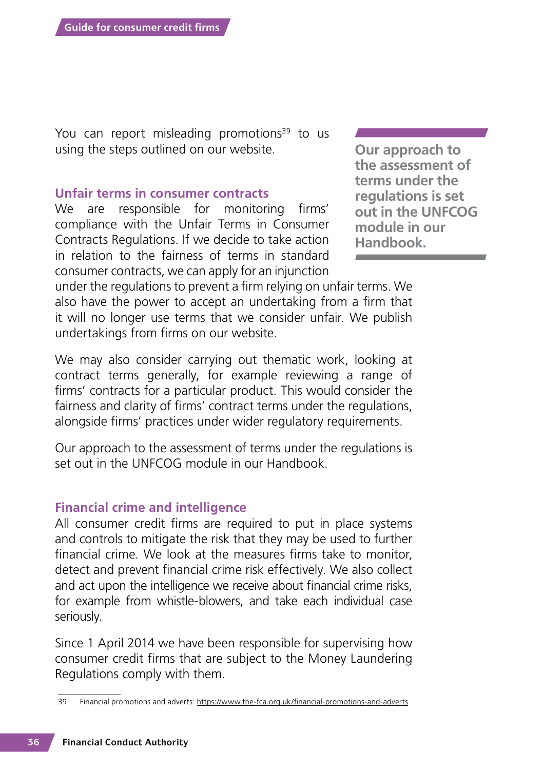You can report misleading promotions[39] to us using the steps outlined on our website.

**Our approach to the assessment of terms under the regulations is set out in the UNFCOG module in our Handbook.**

## Unfair terms in consumer contracts

We are responsible for monitoring firms' compliance with the Unfair Terms in Consumer Contracts Regulations. If we decide to take action in relation to the fairness of terms in standard consumer contracts, we can apply for an injunction under the regulations to prevent a firm relying on unfair terms. We also have the power to accept an undertaking from a firm that it will no longer use terms that we consider unfair. We publish undertakings from firms on our website.

We may also consider carrying out thematic work, looking at contract terms generally, for example reviewing a range of firms' contracts for a particular product. This would consider the fairness and clarity of firms' contract terms under the regulations, alongside firms' practices under wider regulatory requirements.

Our approach to the assessment of terms under the regulations is set out in the UNFCOG module in our Handbook.

## Financial crime and intelligence

All consumer credit firms are required to put in place systems and controls to mitigate the risk that they may be used to further financial crime. We look at the measures firms take to monitor, detect and prevent financial crime risk effectively. We also collect and act upon the intelligence we receive about financial crime risks, for example from whistle-blowers, and take each individual case seriously.

Since 1 April 2014 we have been responsible for supervising how consumer credit firms that are subject to the Money Laundering Regulations comply with them.

---

39 Financial promotions and adverts: https://www.the-fca.org.uk/financial-promotions-and-adverts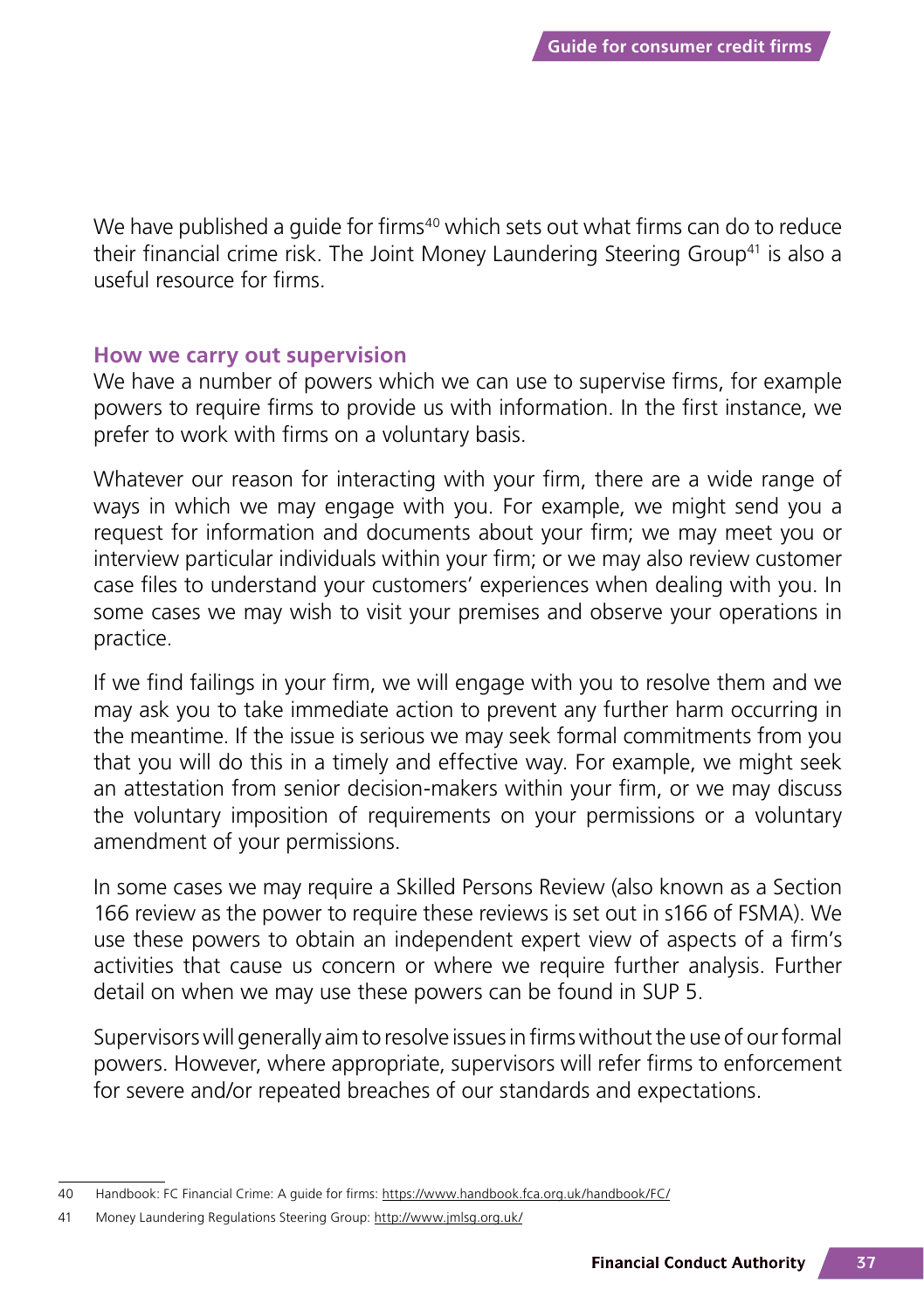We have published a guide for firms[40] which sets out what firms can do to reduce their financial crime risk. The Joint Money Laundering Steering Group[41] is also a useful resource for firms.

## How we carry out supervision

We have a number of powers which we can use to supervise firms, for example powers to require firms to provide us with information. In the first instance, we prefer to work with firms on a voluntary basis.

Whatever our reason for interacting with your firm, there are a wide range of ways in which we may engage with you. For example, we might send you a request for information and documents about your firm; we may meet you or interview particular individuals within your firm; or we may also review customer case files to understand your customers' experiences when dealing with you. In some cases we may wish to visit your premises and observe your operations in practice.

If we find failings in your firm, we will engage with you to resolve them and we may ask you to take immediate action to prevent any further harm occurring in the meantime. If the issue is serious we may seek formal commitments from you that you will do this in a timely and effective way. For example, we might seek an attestation from senior decision-makers within your firm, or we may discuss the voluntary imposition of requirements on your permissions or a voluntary amendment of your permissions.

In some cases we may require a Skilled Persons Review (also known as a Section 166 review as the power to require these reviews is set out in s166 of FSMA). We use these powers to obtain an independent expert view of aspects of a firm's activities that cause us concern or where we require further analysis. Further detail on when we may use these powers can be found in SUP 5.

Supervisors will generally aim to resolve issues in firms without the use of our formal powers. However, where appropriate, supervisors will refer firms to enforcement for severe and/or repeated breaches of our standards and expectations.

---

40 Handbook: FC Financial Crime: A guide for firms: https://www.handbook.fca.org.uk/handbook/FC/

41 Money Laundering Regulations Steering Group: http://www.jmlsg.org.uk/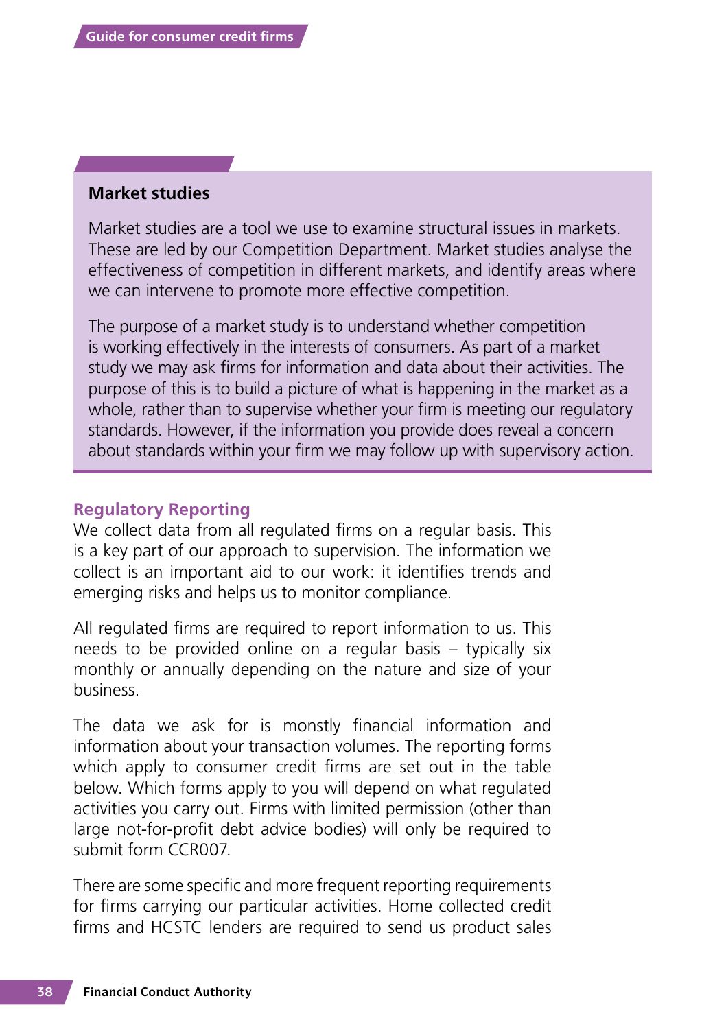## Market studies

Market studies are a tool we use to examine structural issues in markets. These are led by our Competition Department. Market studies analyse the effectiveness of competition in different markets, and identify areas where we can intervene to promote more effective competition.

The purpose of a market study is to understand whether competition is working effectively in the interests of consumers. As part of a market study we may ask firms for information and data about their activities. The purpose of this is to build a picture of what is happening in the market as a whole, rather than to supervise whether your firm is meeting our regulatory standards. However, if the information you provide does reveal a concern about standards within your firm we may follow up with supervisory action.

### Regulatory Reporting

We collect data from all regulated firms on a regular basis. This is a key part of our approach to supervision. The information we collect is an important aid to our work: it identifies trends and emerging risks and helps us to monitor compliance.

All regulated firms are required to report information to us. This needs to be provided online on a regular basis – typically six monthly or annually depending on the nature and size of your business.

The data we ask for is monstly financial information and information about your transaction volumes. The reporting forms which apply to consumer credit firms are set out in the table below. Which forms apply to you will depend on what regulated activities you carry out. Firms with limited permission (other than large not-for-profit debt advice bodies) will only be required to submit form CCR007.

There are some specific and more frequent reporting requirements for firms carrying our particular activities. Home collected credit firms and HCSTC lenders are required to send us product sales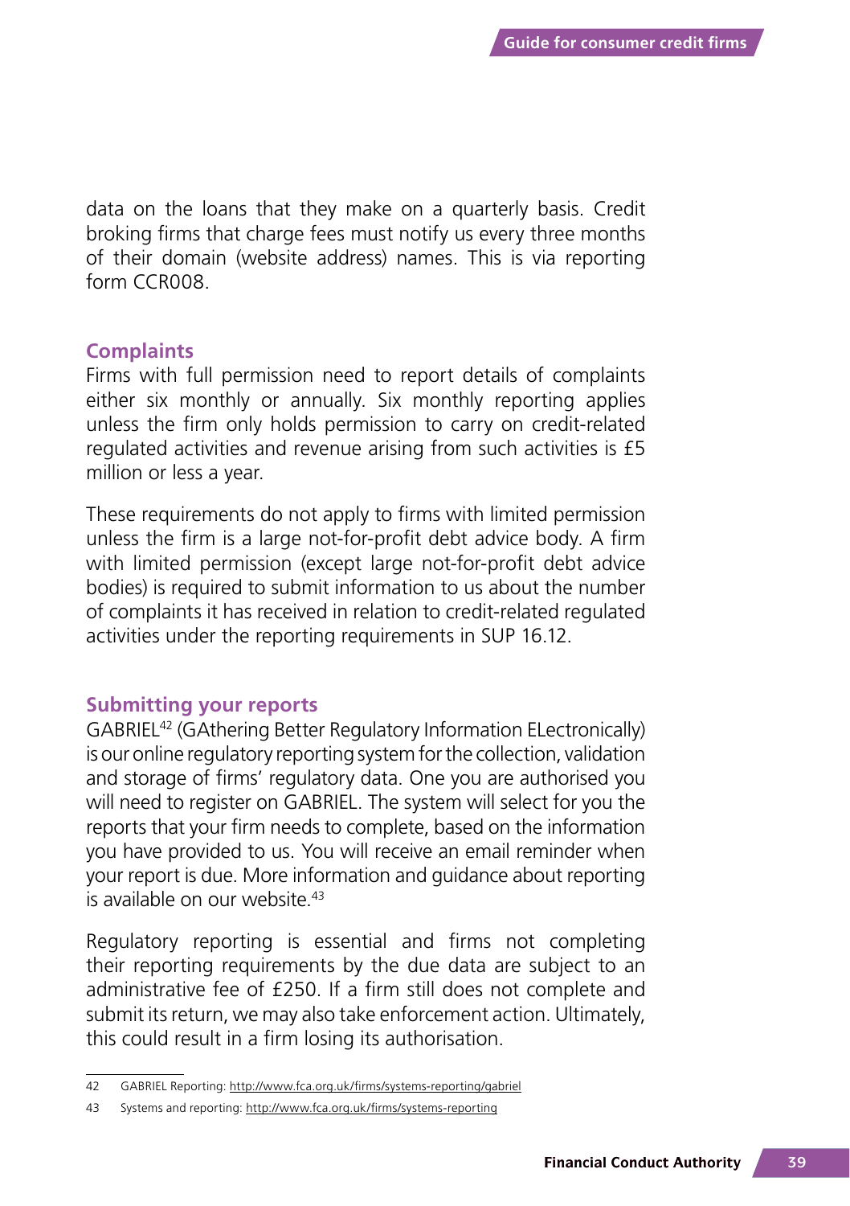data on the loans that they make on a quarterly basis. Credit broking firms that charge fees must notify us every three months of their domain (website address) names. This is via reporting form CCR008.

### Complaints

Firms with full permission need to report details of complaints either six monthly or annually. Six monthly reporting applies unless the firm only holds permission to carry on credit-related regulated activities and revenue arising from such activities is £5 million or less a year.

These requirements do not apply to firms with limited permission unless the firm is a large not-for-profit debt advice body. A firm with limited permission (except large not-for-profit debt advice bodies) is required to submit information to us about the number of complaints it has received in relation to credit-related regulated activities under the reporting requirements in SUP 16.12.

### Submitting your reports

GABRIEL[42] (GAthering Better Regulatory Information ELectronically) is our online regulatory reporting system for the collection, validation and storage of firms' regulatory data. One you are authorised you will need to register on GABRIEL. The system will select for you the reports that your firm needs to complete, based on the information you have provided to us. You will receive an email reminder when your report is due. More information and guidance about reporting is available on our website.[43]

Regulatory reporting is essential and firms not completing their reporting requirements by the due data are subject to an administrative fee of £250. If a firm still does not complete and submit its return, we may also take enforcement action. Ultimately, this could result in a firm losing its authorisation.

---

42 GABRIEL Reporting: http://www.fca.org.uk/firms/systems-reporting/gabriel

43 Systems and reporting: http://www.fca.org.uk/firms/systems-reporting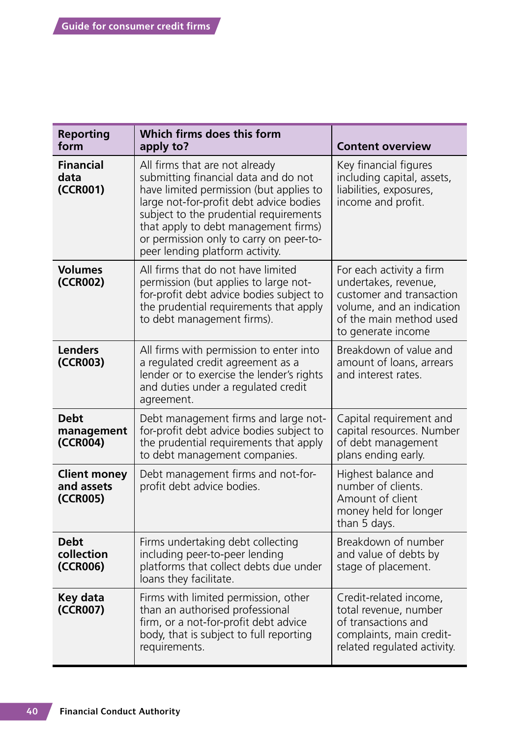| Reporting form | Which firms does this form apply to? | Content overview |
|---|---|---|
| **Financial data (CCR001)** | All firms that are not already submitting financial data and do not have limited permission (but applies to large not-for-profit debt advice bodies subject to the prudential requirements that apply to debt management firms) or permission only to carry on peer-to-peer lending platform activity. | Key financial figures including capital, assets, liabilities, exposures, income and profit. |
| **Volumes (CCR002)** | All firms that do not have limited permission (but applies to large not-for-profit debt advice bodies subject to the prudential requirements that apply to debt management firms). | For each activity a firm undertakes, revenue, customer and transaction volume, and an indication of the main method used to generate income |
| **Lenders (CCR003)** | All firms with permission to enter into a regulated credit agreement as a lender or to exercise the lender's rights and duties under a regulated credit agreement. | Breakdown of value and amount of loans, arrears and interest rates. |
| **Debt management (CCR004)** | Debt management firms and large not-for-profit debt advice bodies subject to the prudential requirements that apply to debt management companies. | Capital requirement and capital resources. Number of debt management plans ending early. |
| **Client money and assets (CCR005)** | Debt management firms and not-for-profit debt advice bodies. | Highest balance and number of clients. Amount of client money held for longer than 5 days. |
| **Debt collection (CCR006)** | Firms undertaking debt collecting including peer-to-peer lending platforms that collect debts due under loans they facilitate. | Breakdown of number and value of debts by stage of placement. |
| **Key data (CCR007)** | Firms with limited permission, other than an authorised professional firm, or a not-for-profit debt advice body, that is subject to full reporting requirements. | Credit-related income, total revenue, number of transactions and complaints, main credit-related regulated activity. |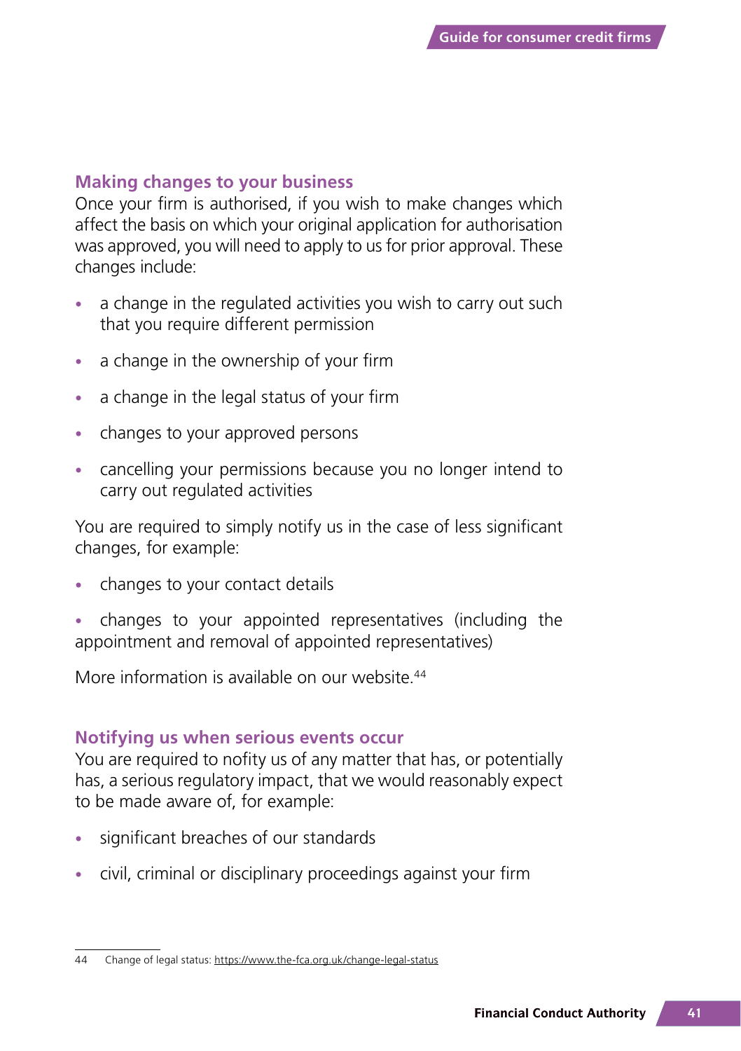## Making changes to your business

Once your firm is authorised, if you wish to make changes which affect the basis on which your original application for authorisation was approved, you will need to apply to us for prior approval. These changes include:

- a change in the regulated activities you wish to carry out such that you require different permission
- a change in the ownership of your firm
- a change in the legal status of your firm
- changes to your approved persons
- cancelling your permissions because you no longer intend to carry out regulated activities

You are required to simply notify us in the case of less significant changes, for example:

- changes to your contact details
- changes to your appointed representatives (including the appointment and removal of appointed representatives)

More information is available on our website.[44]

## Notifying us when serious events occur

You are required to nofity us of any matter that has, or potentially has, a serious regulatory impact, that we would reasonably expect to be made aware of, for example:

- significant breaches of our standards
- civil, criminal or disciplinary proceedings against your firm

---

44 Change of legal status: https://www.the-fca.org.uk/change-legal-status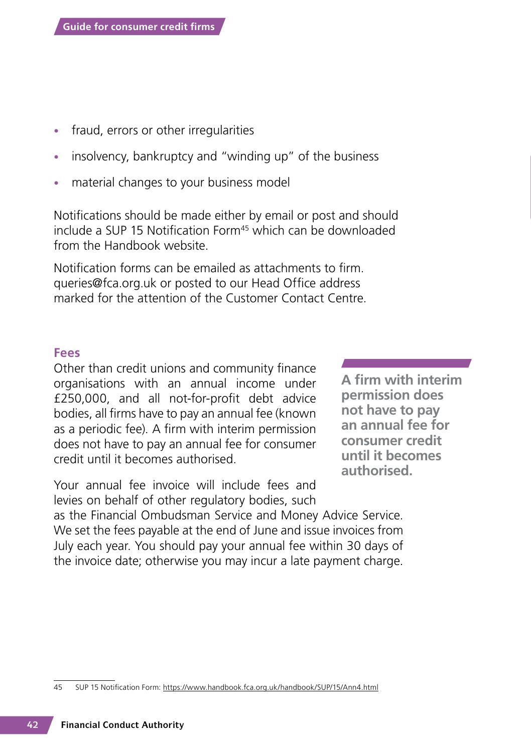- fraud, errors or other irregularities
- insolvency, bankruptcy and "winding up" of the business
- material changes to your business model

Notifications should be made either by email or post and should include a SUP 15 Notification Form[45] which can be downloaded from the Handbook website.

Notification forms can be emailed as attachments to firm.queries@fca.org.uk or posted to our Head Office address marked for the attention of the Customer Contact Centre.

## Fees

Other than credit unions and community finance organisations with an annual income under £250,000, and all not-for-profit debt advice bodies, all firms have to pay an annual fee (known as a periodic fee). A firm with interim permission does not have to pay an annual fee for consumer credit until it becomes authorised.

**A firm with interim permission does not have to pay an annual fee for consumer credit until it becomes authorised.**

Your annual fee invoice will include fees and levies on behalf of other regulatory bodies, such as the Financial Ombudsman Service and Money Advice Service. We set the fees payable at the end of June and issue invoices from July each year. You should pay your annual fee within 30 days of the invoice date; otherwise you may incur a late payment charge.

---

45 SUP 15 Notification Form: https://www.handbook.fca.org.uk/handbook/SUP/15/Ann4.html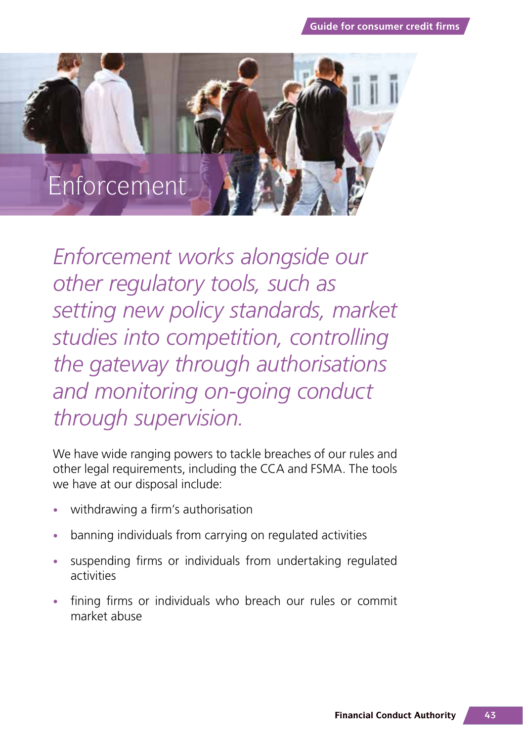# Enforcement

*Enforcement works alongside our other regulatory tools, such as setting new policy standards, market studies into competition, controlling the gateway through authorisations and monitoring on-going conduct through supervision.*

We have wide ranging powers to tackle breaches of our rules and other legal requirements, including the CCA and FSMA. The tools we have at our disposal include:

- withdrawing a firm's authorisation
- banning individuals from carrying on regulated activities
- suspending firms or individuals from undertaking regulated activities
- fining firms or individuals who breach our rules or commit market abuse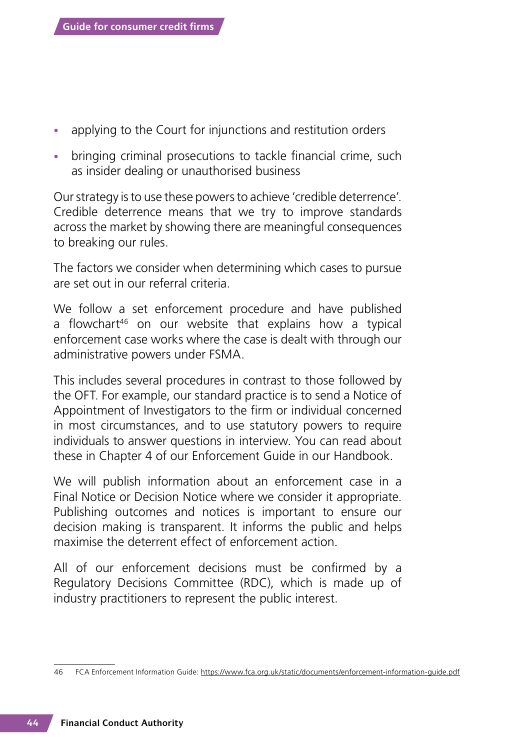- applying to the Court for injunctions and restitution orders
- bringing criminal prosecutions to tackle financial crime, such as insider dealing or unauthorised business

Our strategy is to use these powers to achieve 'credible deterrence'. Credible deterrence means that we try to improve standards across the market by showing there are meaningful consequences to breaking our rules.

The factors we consider when determining which cases to pursue are set out in our referral criteria.

We follow a set enforcement procedure and have published a flowchart[46] on our website that explains how a typical enforcement case works where the case is dealt with through our administrative powers under FSMA.

This includes several procedures in contrast to those followed by the OFT. For example, our standard practice is to send a Notice of Appointment of Investigators to the firm or individual concerned in most circumstances, and to use statutory powers to require individuals to answer questions in interview. You can read about these in Chapter 4 of our Enforcement Guide in our Handbook.

We will publish information about an enforcement case in a Final Notice or Decision Notice where we consider it appropriate. Publishing outcomes and notices is important to ensure our decision making is transparent. It informs the public and helps maximise the deterrent effect of enforcement action.

All of our enforcement decisions must be confirmed by a Regulatory Decisions Committee (RDC), which is made up of industry practitioners to represent the public interest.

---

46 FCA Enforcement Information Guide: https://www.fca.org.uk/static/documents/enforcement-information-guide.pdf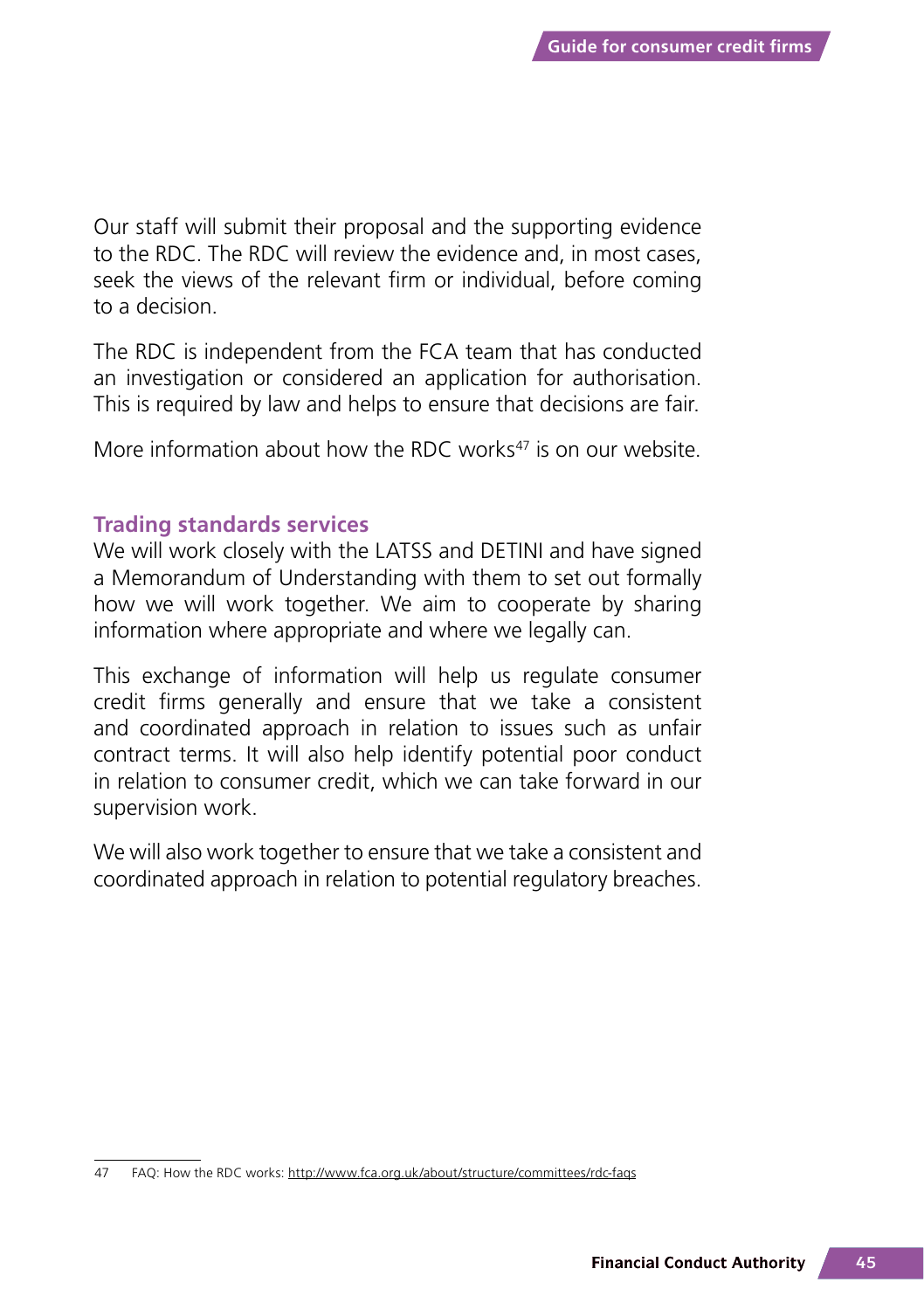Our staff will submit their proposal and the supporting evidence to the RDC. The RDC will review the evidence and, in most cases, seek the views of the relevant firm or individual, before coming to a decision.

The RDC is independent from the FCA team that has conducted an investigation or considered an application for authorisation. This is required by law and helps to ensure that decisions are fair.

More information about how the RDC works[47] is on our website.

### Trading standards services

We will work closely with the LATSS and DETINI and have signed a Memorandum of Understanding with them to set out formally how we will work together. We aim to cooperate by sharing information where appropriate and where we legally can.

This exchange of information will help us regulate consumer credit firms generally and ensure that we take a consistent and coordinated approach in relation to issues such as unfair contract terms. It will also help identify potential poor conduct in relation to consumer credit, which we can take forward in our supervision work.

We will also work together to ensure that we take a consistent and coordinated approach in relation to potential regulatory breaches.

---

47 FAQ: How the RDC works: http://www.fca.org.uk/about/structure/committees/rdc-faqs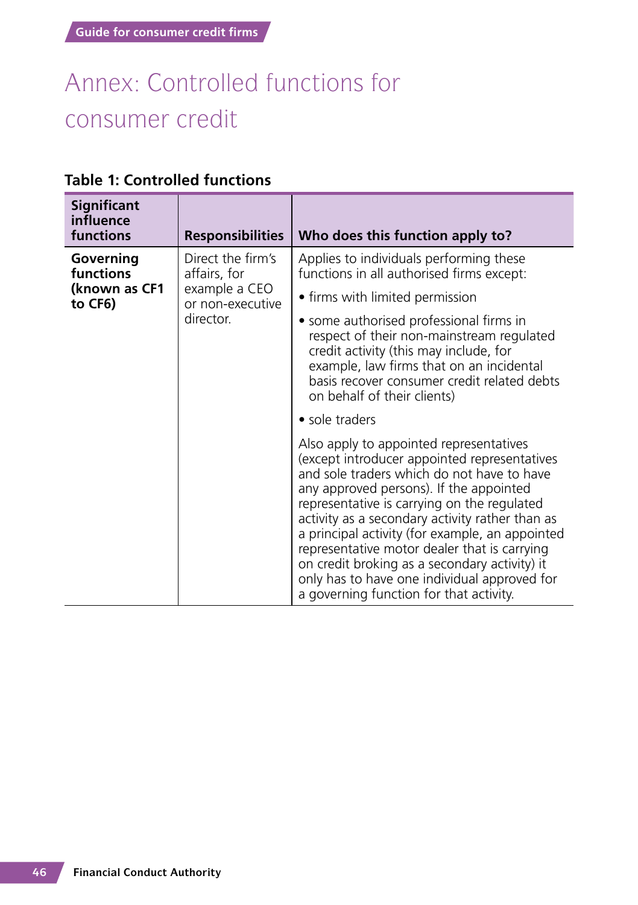# Annex: Controlled functions for consumer credit

**Table 1: Controlled functions**

| Significant influence functions | Responsibilities | Who does this function apply to? |
|---|---|---|
| **Governing functions (known as CF1 to CF6)** | Direct the firm's affairs, for example a CEO or non-executive director. | Applies to individuals performing these functions in all authorised firms except:<br>• firms with limited permission<br>• some authorised professional firms in respect of their non-mainstream regulated credit activity (this may include, for example, law firms that on an incidental basis recover consumer credit related debts on behalf of their clients)<br>• sole traders<br><br>Also apply to appointed representatives (except introducer appointed representatives and sole traders which do not have to have any approved persons). If the appointed representative is carrying on the regulated activity as a secondary activity rather than as a principal activity (for example, an appointed representative motor dealer that is carrying on credit broking as a secondary activity) it only has to have one individual approved for a governing function for that activity. |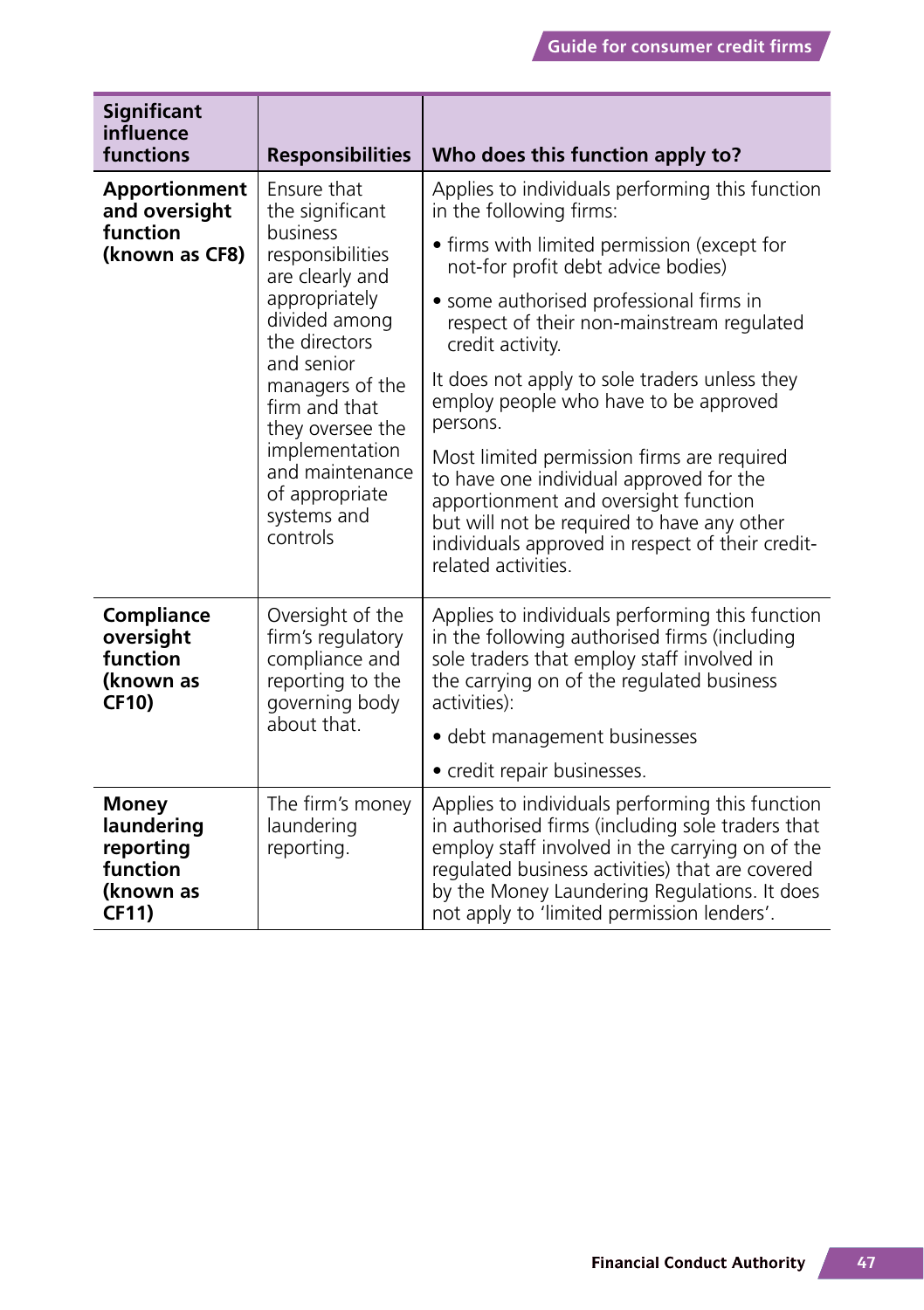| Significant influence functions | Responsibilities | Who does this function apply to? |
|---|---|---|
| **Apportionment and oversight function (known as CF8)** | Ensure that the significant business responsibilities are clearly and appropriately divided among the directors and senior managers of the firm and that they oversee the implementation and maintenance of appropriate systems and controls | Applies to individuals performing this function in the following firms:<br>• firms with limited permission (except for not-for profit debt advice bodies)<br>• some authorised professional firms in respect of their non-mainstream regulated credit activity.<br>It does not apply to sole traders unless they employ people who have to be approved persons.<br>Most limited permission firms are required to have one individual approved for the apportionment and oversight function but will not be required to have any other individuals approved in respect of their credit-related activities. |
| **Compliance oversight function (known as CF10)** | Oversight of the firm's regulatory compliance and reporting to the governing body about that. | Applies to individuals performing this function in the following authorised firms (including sole traders that employ staff involved in the carrying on of the regulated business activities):<br>• debt management businesses<br>• credit repair businesses. |
| **Money laundering reporting function (known as CF11)** | The firm's money laundering reporting. | Applies to individuals performing this function in authorised firms (including sole traders that employ staff involved in the carrying on of the regulated business activities) that are covered by the Money Laundering Regulations. It does not apply to 'limited permission lenders'. |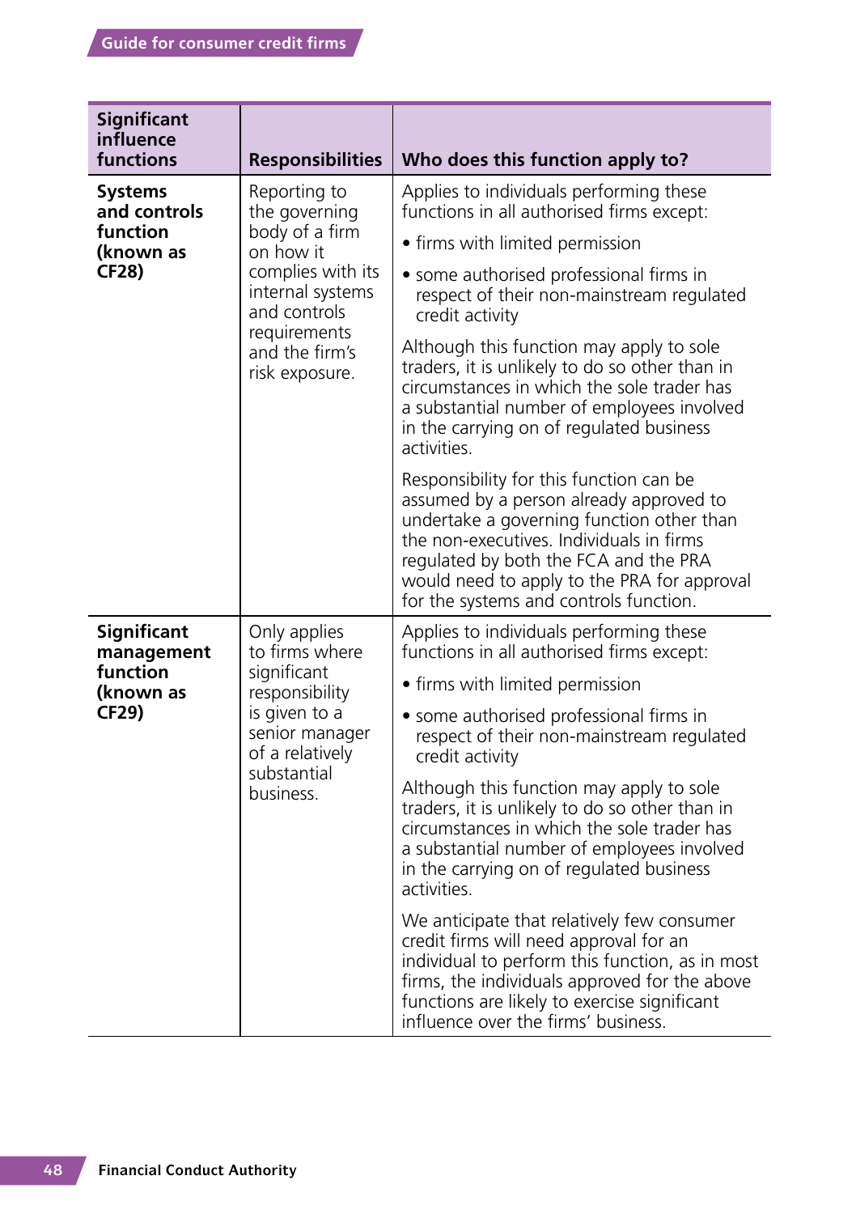| Significant influence functions | Responsibilities | Who does this function apply to? |
|---|---|---|
| **Systems and controls function (known as CF28)** | Reporting to the governing body of a firm on how it complies with its internal systems and controls requirements and the firm's risk exposure. | Applies to individuals performing these functions in all authorised firms except:<br>• firms with limited permission<br>• some authorised professional firms in respect of their non-mainstream regulated credit activity<br><br>Although this function may apply to sole traders, it is unlikely to do so other than in circumstances in which the sole trader has a substantial number of employees involved in the carrying on of regulated business activities.<br><br>Responsibility for this function can be assumed by a person already approved to undertake a governing function other than the non-executives. Individuals in firms regulated by both the FCA and the PRA would need to apply to the PRA for approval for the systems and controls function. |
| **Significant management function (known as CF29)** | Only applies to firms where significant responsibility is given to a senior manager of a relatively substantial business. | Applies to individuals performing these functions in all authorised firms except:<br>• firms with limited permission<br>• some authorised professional firms in respect of their non-mainstream regulated credit activity<br><br>Although this function may apply to sole traders, it is unlikely to do so other than in circumstances in which the sole trader has a substantial number of employees involved in the carrying on of regulated business activities.<br><br>We anticipate that relatively few consumer credit firms will need approval for an individual to perform this function, as in most firms, the individuals approved for the above functions are likely to exercise significant influence over the firms' business. |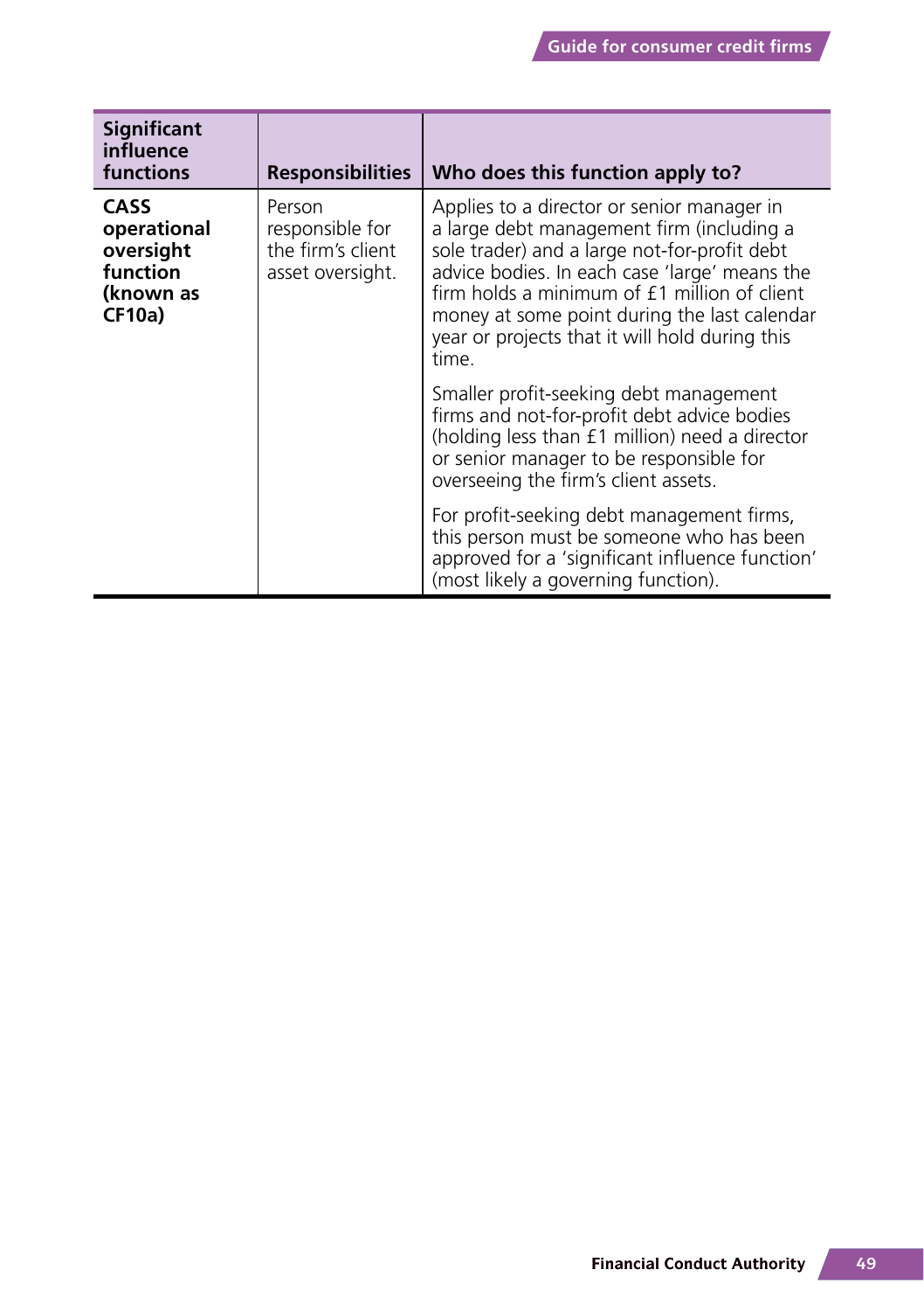| Significant influence functions | Responsibilities | Who does this function apply to? |
|---|---|---|
| **CASS operational oversight function (known as CF10a)** | Person responsible for the firm's client asset oversight. | Applies to a director or senior manager in a large debt management firm (including a sole trader) and a large not-for-profit debt advice bodies. In each case 'large' means the firm holds a minimum of £1 million of client money at some point during the last calendar year or projects that it will hold during this time.<br><br>Smaller profit-seeking debt management firms and not-for-profit debt advice bodies (holding less than £1 million) need a director or senior manager to be responsible for overseeing the firm's client assets.<br><br>For profit-seeking debt management firms, this person must be someone who has been approved for a 'significant influence function' (most likely a governing function). |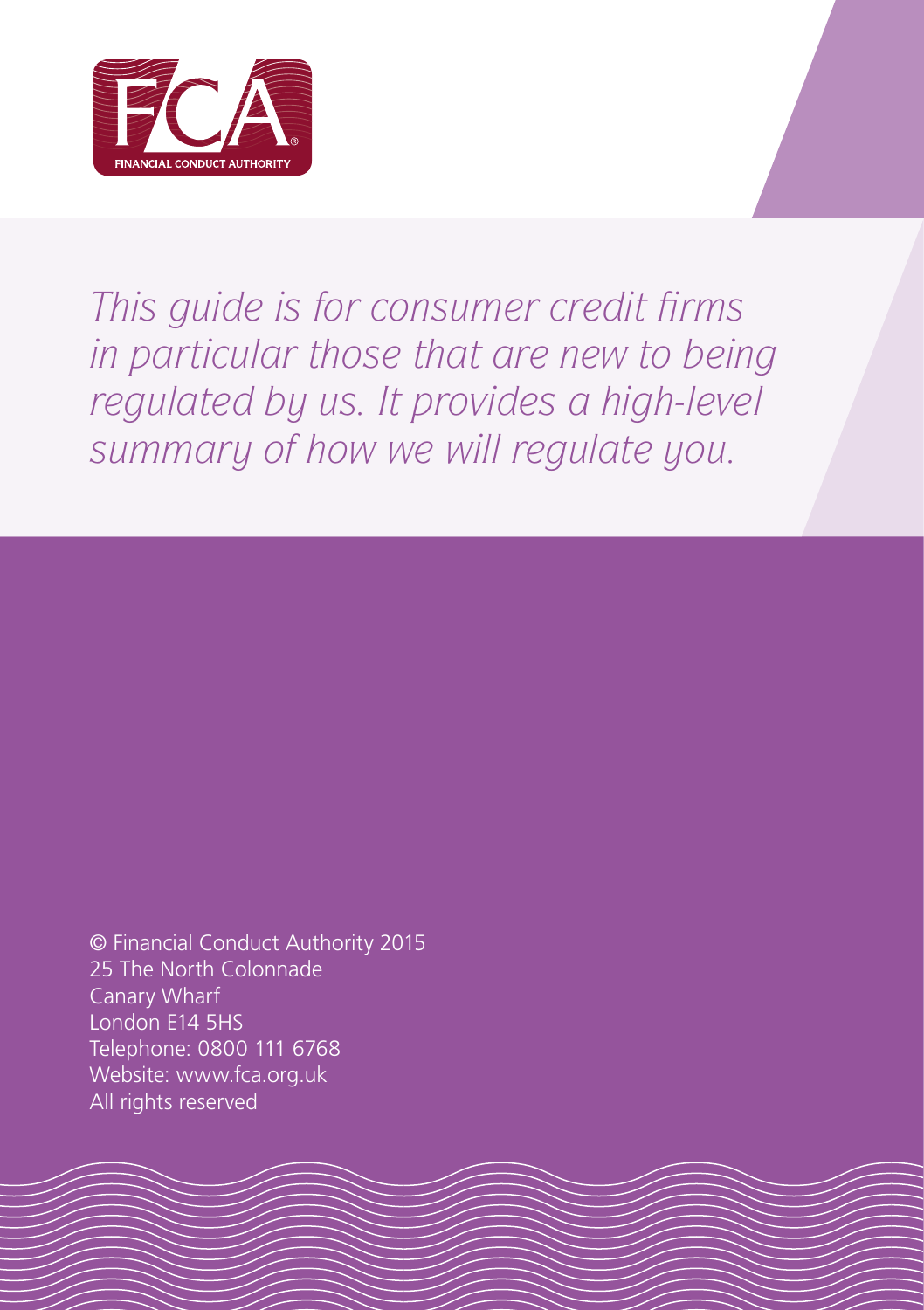FINANCIAL CONDUCT AUTHORITY

*This guide is for consumer credit firms in particular those that are new to being regulated by us. It provides a high-level summary of how we will regulate you.*

© Financial Conduct Authority 2015
25 The North Colonnade
Canary Wharf
London E14 5HS
Telephone: 0800 111 6768
Website: www.fca.org.uk
All rights reserved